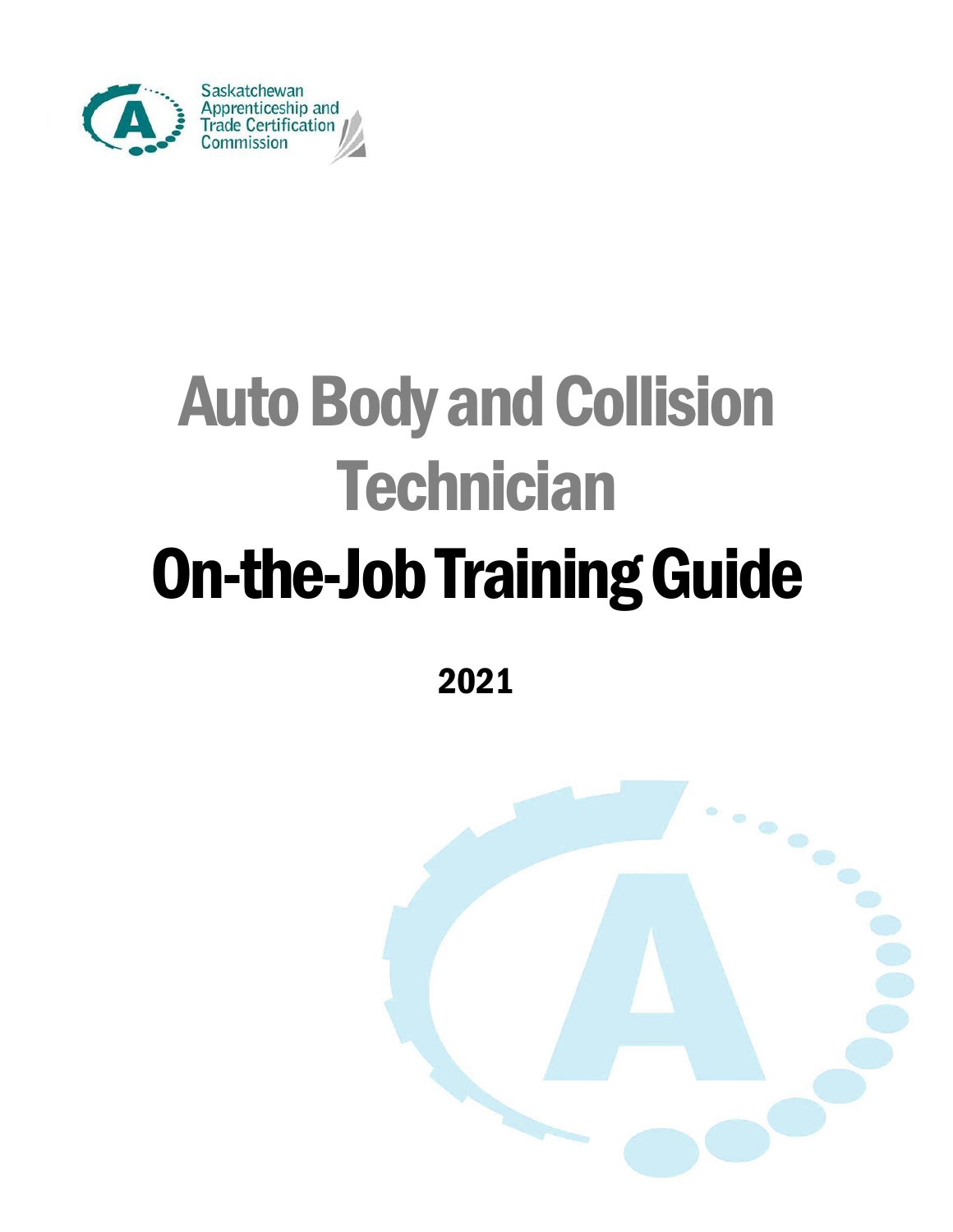Saskatchewan Apprenticeship and Trade Certification Commission

# Auto Body and Collision Technician

# On-the-Job Training Guide

**2021**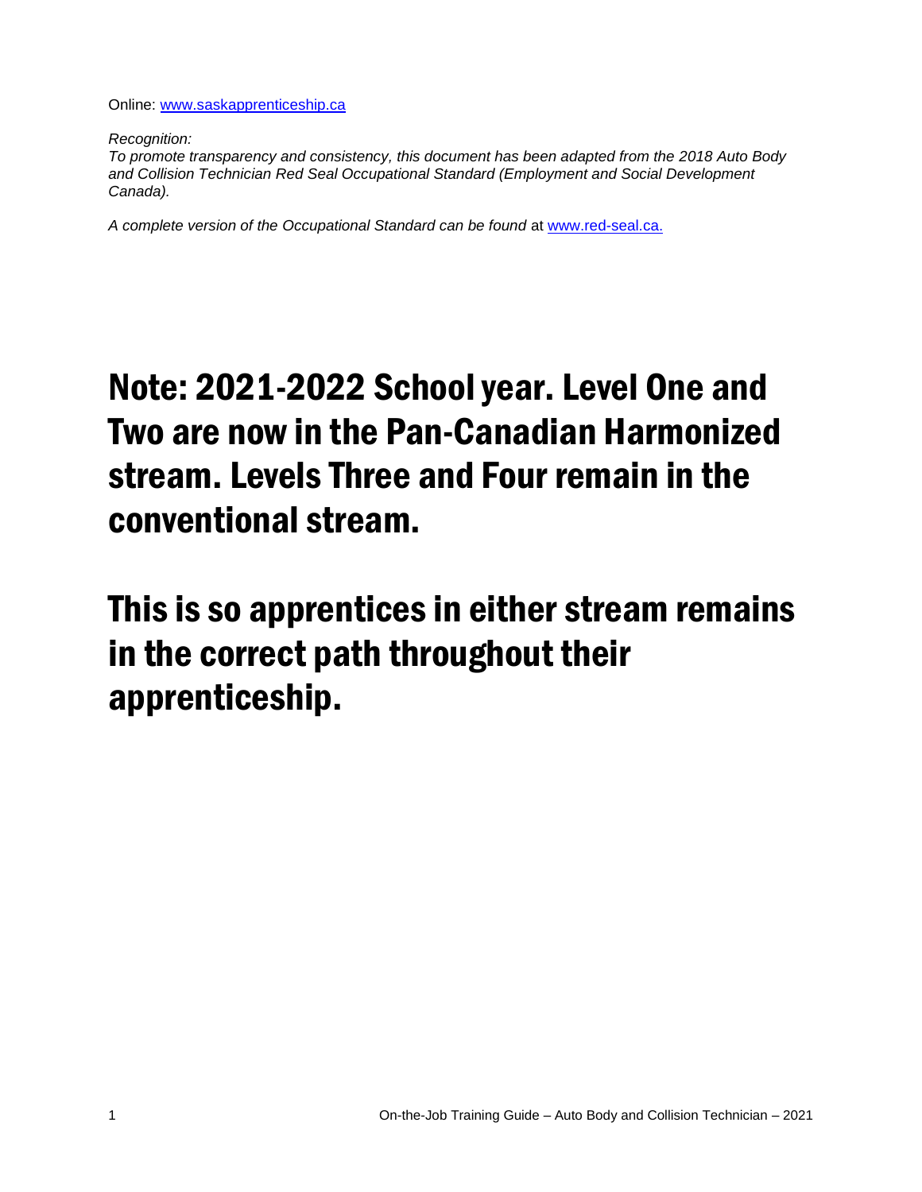Online: www.saskapprenticeship.ca

*Recognition:*
*To promote transparency and consistency, this document has been adapted from the 2018 Auto Body and Collision Technician Red Seal Occupational Standard (Employment and Social Development Canada).*

*A complete version of the Occupational Standard can be found* at www.red-seal.ca.

# Note: 2021-2022 School year. Level One and Two are now in the Pan-Canadian Harmonized stream. Levels Three and Four remain in the conventional stream.

# This is so apprentices in either stream remains in the correct path throughout their apprenticeship.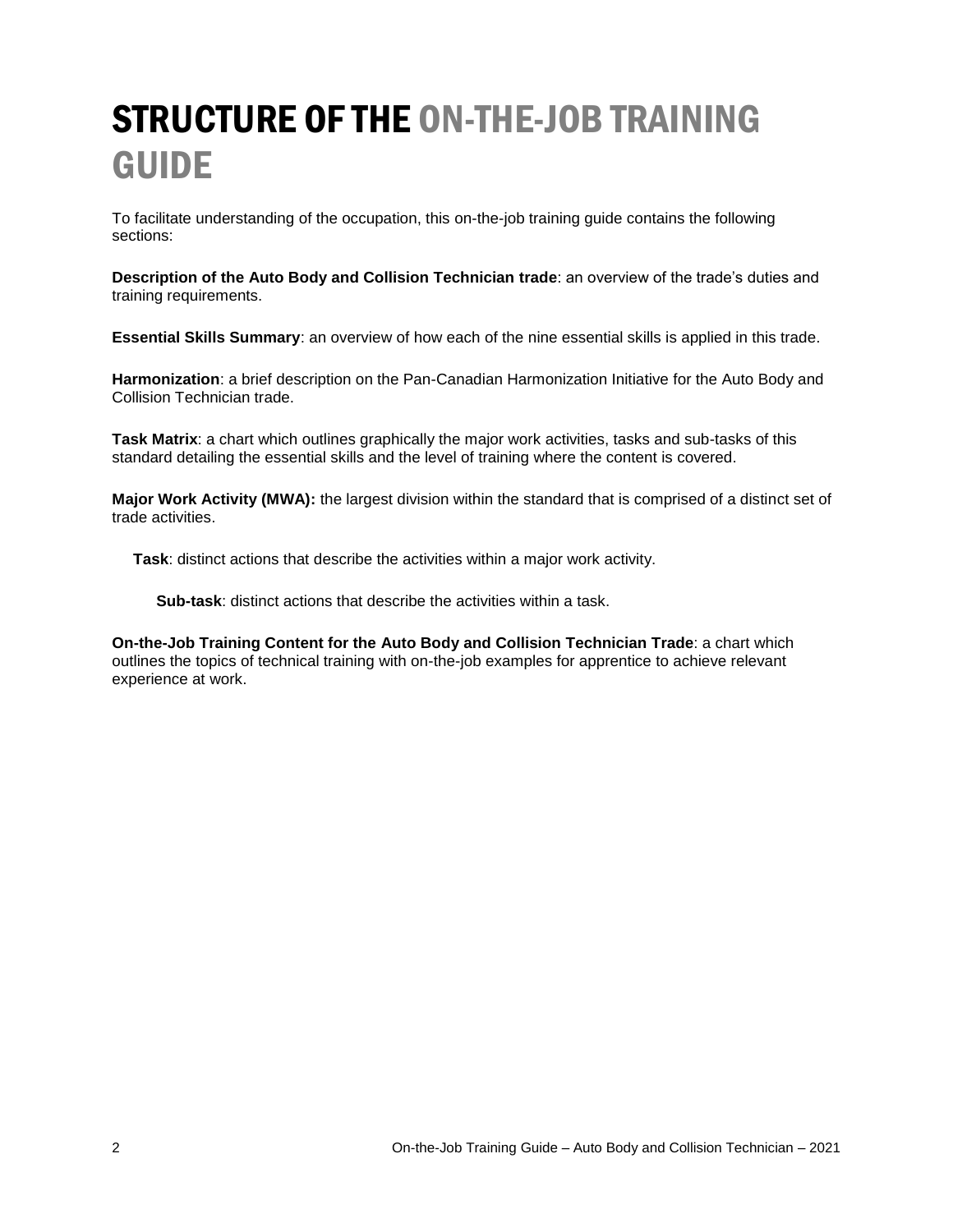# STRUCTURE OF THE ON-THE-JOB TRAINING GUIDE

To facilitate understanding of the occupation, this on-the-job training guide contains the following sections:

**Description of the Auto Body and Collision Technician trade**: an overview of the trade's duties and training requirements.

**Essential Skills Summary**: an overview of how each of the nine essential skills is applied in this trade.

**Harmonization**: a brief description on the Pan-Canadian Harmonization Initiative for the Auto Body and Collision Technician trade.

**Task Matrix**: a chart which outlines graphically the major work activities, tasks and sub-tasks of this standard detailing the essential skills and the level of training where the content is covered.

**Major Work Activity (MWA):** the largest division within the standard that is comprised of a distinct set of trade activities.

**Task**: distinct actions that describe the activities within a major work activity.

**Sub-task**: distinct actions that describe the activities within a task.

**On-the-Job Training Content for the Auto Body and Collision Technician Trade**: a chart which outlines the topics of technical training with on-the-job examples for apprentice to achieve relevant experience at work.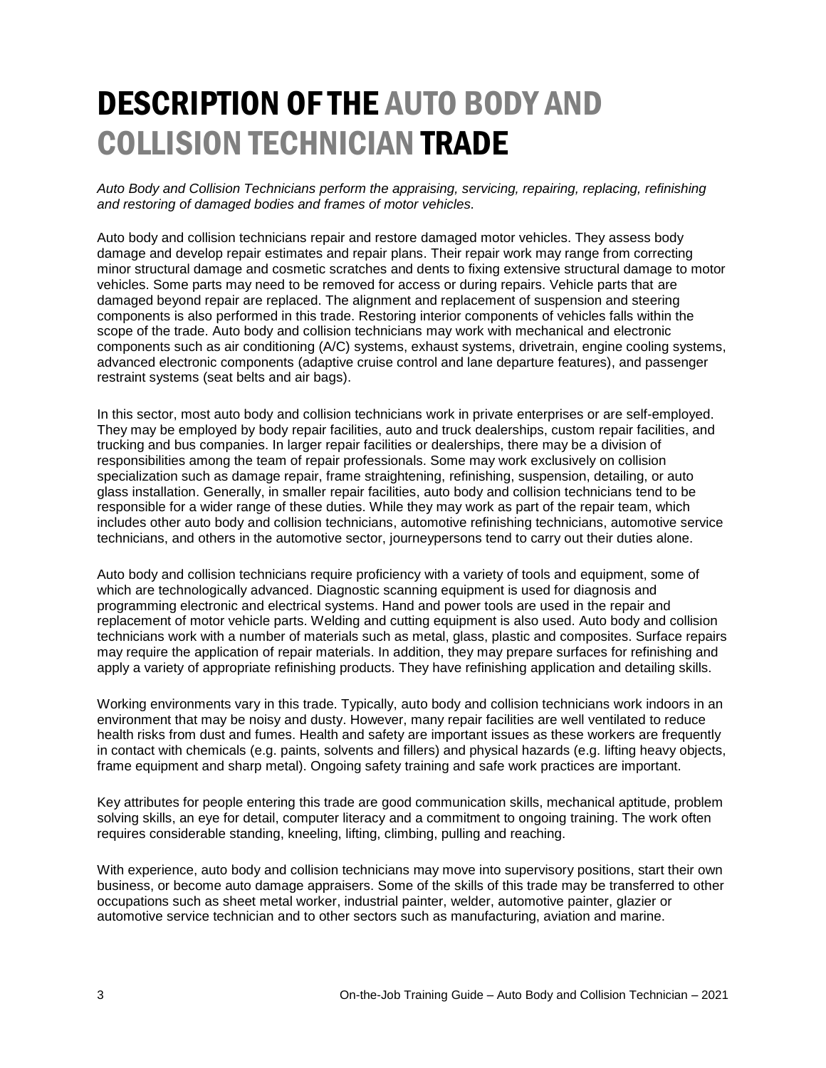# DESCRIPTION OF THE AUTO BODY AND COLLISION TECHNICIAN TRADE

*Auto Body and Collision Technicians perform the appraising, servicing, repairing, replacing, refinishing and restoring of damaged bodies and frames of motor vehicles.*

Auto body and collision technicians repair and restore damaged motor vehicles. They assess body damage and develop repair estimates and repair plans. Their repair work may range from correcting minor structural damage and cosmetic scratches and dents to fixing extensive structural damage to motor vehicles. Some parts may need to be removed for access or during repairs. Vehicle parts that are damaged beyond repair are replaced. The alignment and replacement of suspension and steering components is also performed in this trade. Restoring interior components of vehicles falls within the scope of the trade. Auto body and collision technicians may work with mechanical and electronic components such as air conditioning (A/C) systems, exhaust systems, drivetrain, engine cooling systems, advanced electronic components (adaptive cruise control and lane departure features), and passenger restraint systems (seat belts and air bags).

In this sector, most auto body and collision technicians work in private enterprises or are self-employed. They may be employed by body repair facilities, auto and truck dealerships, custom repair facilities, and trucking and bus companies. In larger repair facilities or dealerships, there may be a division of responsibilities among the team of repair professionals. Some may work exclusively on collision specialization such as damage repair, frame straightening, refinishing, suspension, detailing, or auto glass installation. Generally, in smaller repair facilities, auto body and collision technicians tend to be responsible for a wider range of these duties. While they may work as part of the repair team, which includes other auto body and collision technicians, automotive refinishing technicians, automotive service technicians, and others in the automotive sector, journeypersons tend to carry out their duties alone.

Auto body and collision technicians require proficiency with a variety of tools and equipment, some of which are technologically advanced. Diagnostic scanning equipment is used for diagnosis and programming electronic and electrical systems. Hand and power tools are used in the repair and replacement of motor vehicle parts. Welding and cutting equipment is also used. Auto body and collision technicians work with a number of materials such as metal, glass, plastic and composites. Surface repairs may require the application of repair materials. In addition, they may prepare surfaces for refinishing and apply a variety of appropriate refinishing products. They have refinishing application and detailing skills.

Working environments vary in this trade. Typically, auto body and collision technicians work indoors in an environment that may be noisy and dusty. However, many repair facilities are well ventilated to reduce health risks from dust and fumes. Health and safety are important issues as these workers are frequently in contact with chemicals (e.g. paints, solvents and fillers) and physical hazards (e.g. lifting heavy objects, frame equipment and sharp metal). Ongoing safety training and safe work practices are important.

Key attributes for people entering this trade are good communication skills, mechanical aptitude, problem solving skills, an eye for detail, computer literacy and a commitment to ongoing training. The work often requires considerable standing, kneeling, lifting, climbing, pulling and reaching.

With experience, auto body and collision technicians may move into supervisory positions, start their own business, or become auto damage appraisers. Some of the skills of this trade may be transferred to other occupations such as sheet metal worker, industrial painter, welder, automotive painter, glazier or automotive service technician and to other sectors such as manufacturing, aviation and marine.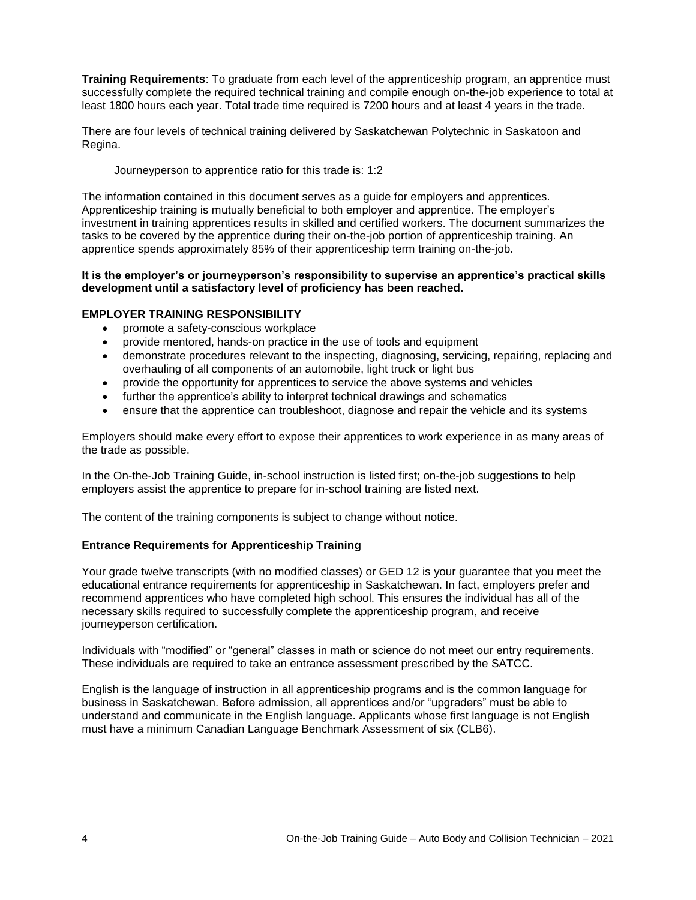**Training Requirements**: To graduate from each level of the apprenticeship program, an apprentice must successfully complete the required technical training and compile enough on-the-job experience to total at least 1800 hours each year. Total trade time required is 7200 hours and at least 4 years in the trade.

There are four levels of technical training delivered by Saskatchewan Polytechnic in Saskatoon and Regina.

Journeyperson to apprentice ratio for this trade is: 1:2

The information contained in this document serves as a guide for employers and apprentices. Apprenticeship training is mutually beneficial to both employer and apprentice. The employer's investment in training apprentices results in skilled and certified workers. The document summarizes the tasks to be covered by the apprentice during their on-the-job portion of apprenticeship training. An apprentice spends approximately 85% of their apprenticeship term training on-the-job.

**It is the employer's or journeyperson's responsibility to supervise an apprentice's practical skills development until a satisfactory level of proficiency has been reached.**

**EMPLOYER TRAINING RESPONSIBILITY**

- promote a safety-conscious workplace
- provide mentored, hands-on practice in the use of tools and equipment
- demonstrate procedures relevant to the inspecting, diagnosing, servicing, repairing, replacing and overhauling of all components of an automobile, light truck or light bus
- provide the opportunity for apprentices to service the above systems and vehicles
- further the apprentice's ability to interpret technical drawings and schematics
- ensure that the apprentice can troubleshoot, diagnose and repair the vehicle and its systems

Employers should make every effort to expose their apprentices to work experience in as many areas of the trade as possible.

In the On-the-Job Training Guide, in-school instruction is listed first; on-the-job suggestions to help employers assist the apprentice to prepare for in-school training are listed next.

The content of the training components is subject to change without notice.

**Entrance Requirements for Apprenticeship Training**

Your grade twelve transcripts (with no modified classes) or GED 12 is your guarantee that you meet the educational entrance requirements for apprenticeship in Saskatchewan. In fact, employers prefer and recommend apprentices who have completed high school. This ensures the individual has all of the necessary skills required to successfully complete the apprenticeship program, and receive journeyperson certification.

Individuals with "modified" or "general" classes in math or science do not meet our entry requirements. These individuals are required to take an entrance assessment prescribed by the SATCC.

English is the language of instruction in all apprenticeship programs and is the common language for business in Saskatchewan. Before admission, all apprentices and/or "upgraders" must be able to understand and communicate in the English language. Applicants whose first language is not English must have a minimum Canadian Language Benchmark Assessment of six (CLB6).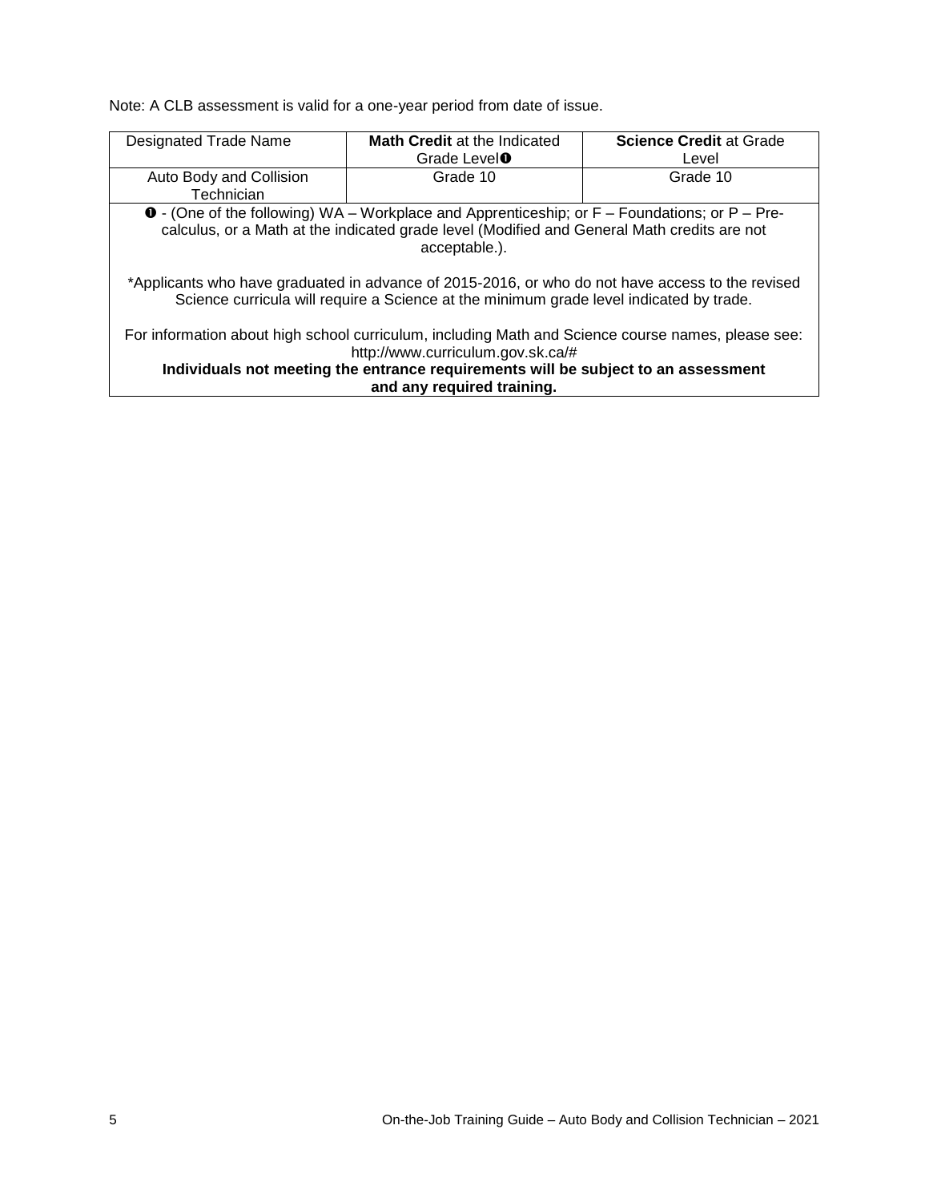Note: A CLB assessment is valid for a one-year period from date of issue.

| Designated Trade Name | **Math Credit** at the Indicated Grade Level➊ | **Science Credit** at Grade Level |
|---|---|---|
| Auto Body and Collision Technician | Grade 10 | Grade 10 |

➊ - (One of the following) WA – Workplace and Apprenticeship; or F – Foundations; or P – Pre-calculus, or a Math at the indicated grade level (Modified and General Math credits are not acceptable.).

*Applicants who have graduated in advance of 2015-2016, or who do not have access to the revised Science curricula will require a Science at the minimum grade level indicated by trade.

For information about high school curriculum, including Math and Science course names, please see: http://www.curriculum.gov.sk.ca/#

**Individuals not meeting the entrance requirements will be subject to an assessment and any required training.**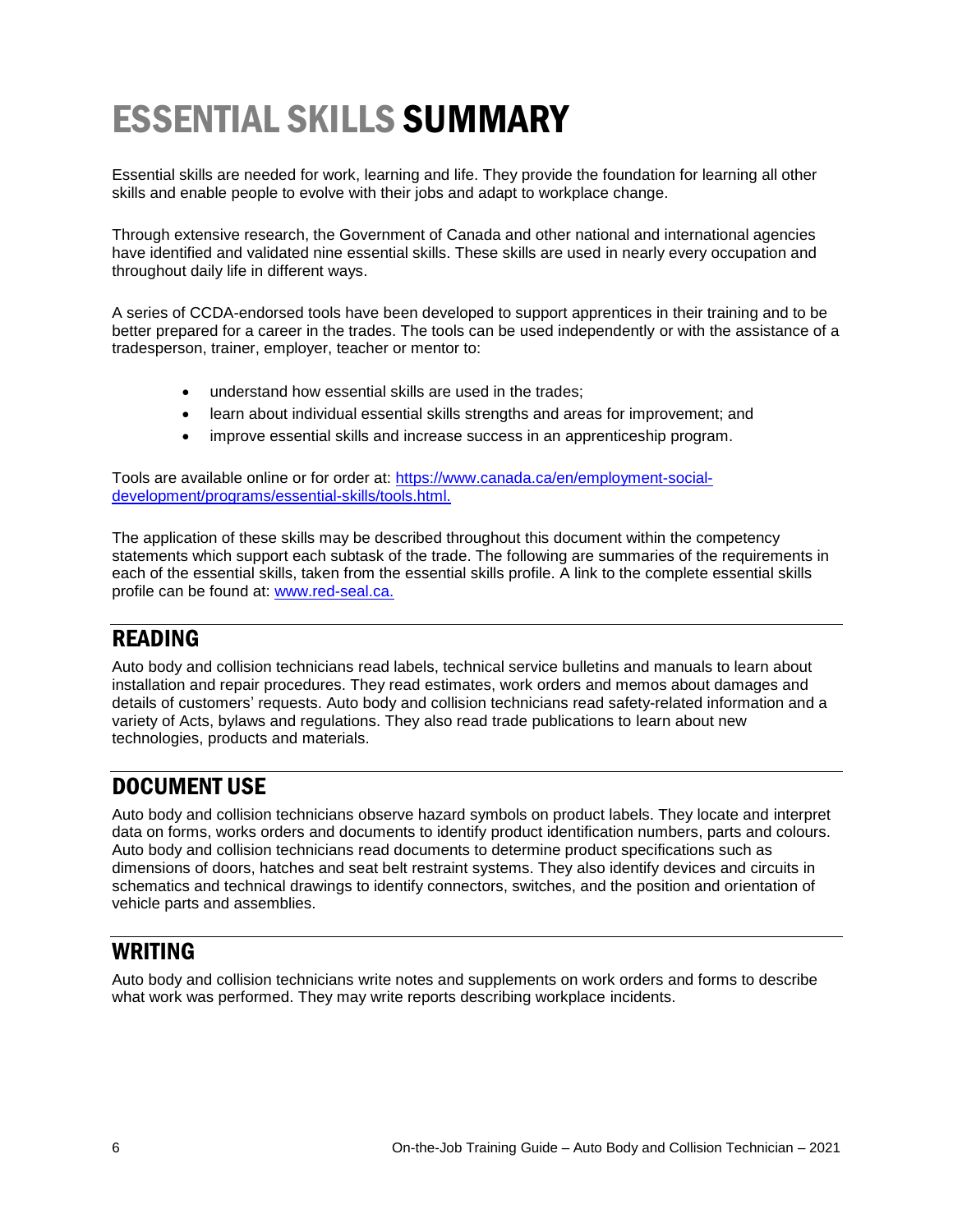# ESSENTIAL SKILLS SUMMARY

Essential skills are needed for work, learning and life. They provide the foundation for learning all other skills and enable people to evolve with their jobs and adapt to workplace change.

Through extensive research, the Government of Canada and other national and international agencies have identified and validated nine essential skills. These skills are used in nearly every occupation and throughout daily life in different ways.

A series of CCDA-endorsed tools have been developed to support apprentices in their training and to be better prepared for a career in the trades. The tools can be used independently or with the assistance of a tradesperson, trainer, employer, teacher or mentor to:

- understand how essential skills are used in the trades;
- learn about individual essential skills strengths and areas for improvement; and
- improve essential skills and increase success in an apprenticeship program.

Tools are available online or for order at: [https://www.canada.ca/en/employment-social-development/programs/essential-skills/tools.html.](https://www.canada.ca/en/employment-social-development/programs/essential-skills/tools.html)

The application of these skills may be described throughout this document within the competency statements which support each subtask of the trade. The following are summaries of the requirements in each of the essential skills, taken from the essential skills profile. A link to the complete essential skills profile can be found at: [www.red-seal.ca.](http://www.red-seal.ca)

## READING

Auto body and collision technicians read labels, technical service bulletins and manuals to learn about installation and repair procedures. They read estimates, work orders and memos about damages and details of customers' requests. Auto body and collision technicians read safety-related information and a variety of Acts, bylaws and regulations. They also read trade publications to learn about new technologies, products and materials.

## DOCUMENT USE

Auto body and collision technicians observe hazard symbols on product labels. They locate and interpret data on forms, works orders and documents to identify product identification numbers, parts and colours. Auto body and collision technicians read documents to determine product specifications such as dimensions of doors, hatches and seat belt restraint systems. They also identify devices and circuits in schematics and technical drawings to identify connectors, switches, and the position and orientation of vehicle parts and assemblies.

## WRITING

Auto body and collision technicians write notes and supplements on work orders and forms to describe what work was performed. They may write reports describing workplace incidents.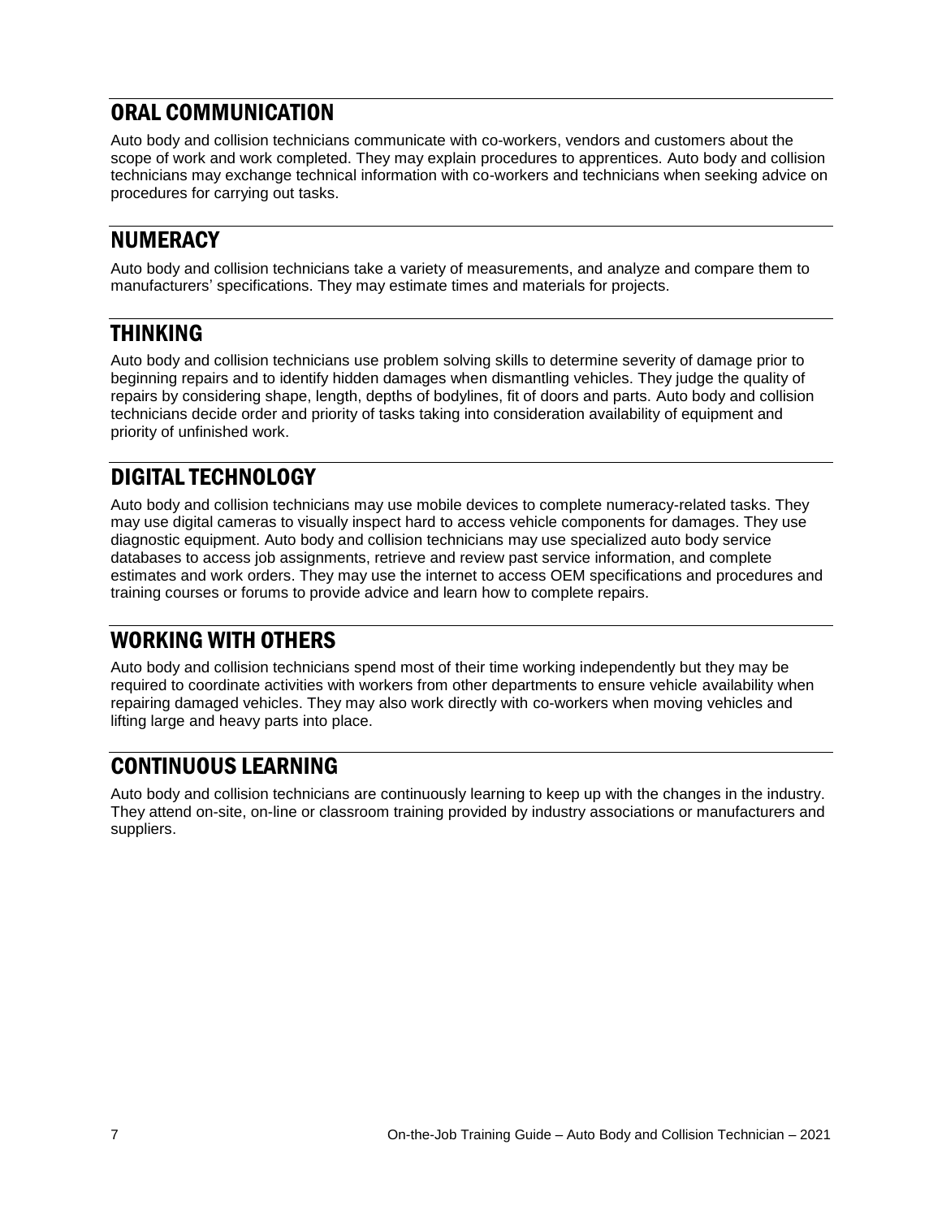## ORAL COMMUNICATION

Auto body and collision technicians communicate with co-workers, vendors and customers about the scope of work and work completed. They may explain procedures to apprentices. Auto body and collision technicians may exchange technical information with co-workers and technicians when seeking advice on procedures for carrying out tasks.

## NUMERACY

Auto body and collision technicians take a variety of measurements, and analyze and compare them to manufacturers' specifications. They may estimate times and materials for projects.

## THINKING

Auto body and collision technicians use problem solving skills to determine severity of damage prior to beginning repairs and to identify hidden damages when dismantling vehicles. They judge the quality of repairs by considering shape, length, depths of bodylines, fit of doors and parts. Auto body and collision technicians decide order and priority of tasks taking into consideration availability of equipment and priority of unfinished work.

## DIGITAL TECHNOLOGY

Auto body and collision technicians may use mobile devices to complete numeracy-related tasks. They may use digital cameras to visually inspect hard to access vehicle components for damages. They use diagnostic equipment. Auto body and collision technicians may use specialized auto body service databases to access job assignments, retrieve and review past service information, and complete estimates and work orders. They may use the internet to access OEM specifications and procedures and training courses or forums to provide advice and learn how to complete repairs.

## WORKING WITH OTHERS

Auto body and collision technicians spend most of their time working independently but they may be required to coordinate activities with workers from other departments to ensure vehicle availability when repairing damaged vehicles. They may also work directly with co-workers when moving vehicles and lifting large and heavy parts into place.

## CONTINUOUS LEARNING

Auto body and collision technicians are continuously learning to keep up with the changes in the industry. They attend on-site, on-line or classroom training provided by industry associations or manufacturers and suppliers.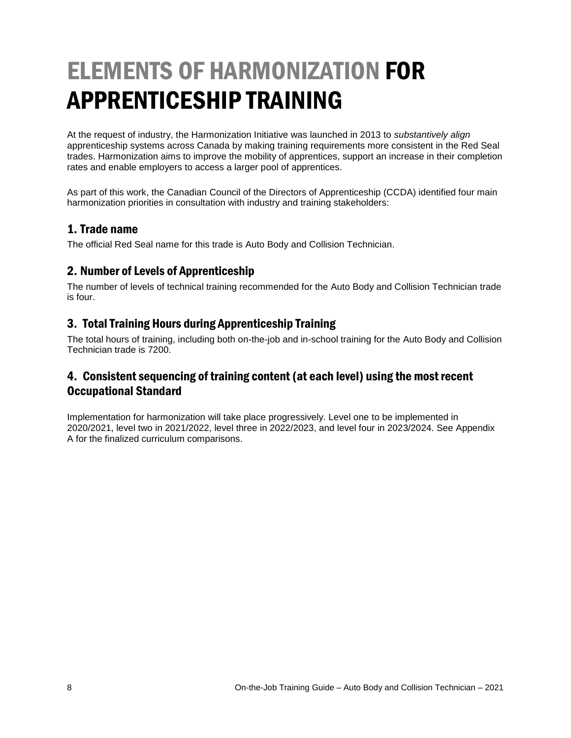# ELEMENTS OF HARMONIZATION FOR APPRENTICESHIP TRAINING

At the request of industry, the Harmonization Initiative was launched in 2013 to *substantively align* apprenticeship systems across Canada by making training requirements more consistent in the Red Seal trades. Harmonization aims to improve the mobility of apprentices, support an increase in their completion rates and enable employers to access a larger pool of apprentices.

As part of this work, the Canadian Council of the Directors of Apprenticeship (CCDA) identified four main harmonization priorities in consultation with industry and training stakeholders:

## 1. Trade name

The official Red Seal name for this trade is Auto Body and Collision Technician.

## 2. Number of Levels of Apprenticeship

The number of levels of technical training recommended for the Auto Body and Collision Technician trade is four.

## 3. Total Training Hours during Apprenticeship Training

The total hours of training, including both on-the-job and in-school training for the Auto Body and Collision Technician trade is 7200.

## 4. Consistent sequencing of training content (at each level) using the most recent Occupational Standard

Implementation for harmonization will take place progressively. Level one to be implemented in 2020/2021, level two in 2021/2022, level three in 2022/2023, and level four in 2023/2024. See Appendix A for the finalized curriculum comparisons.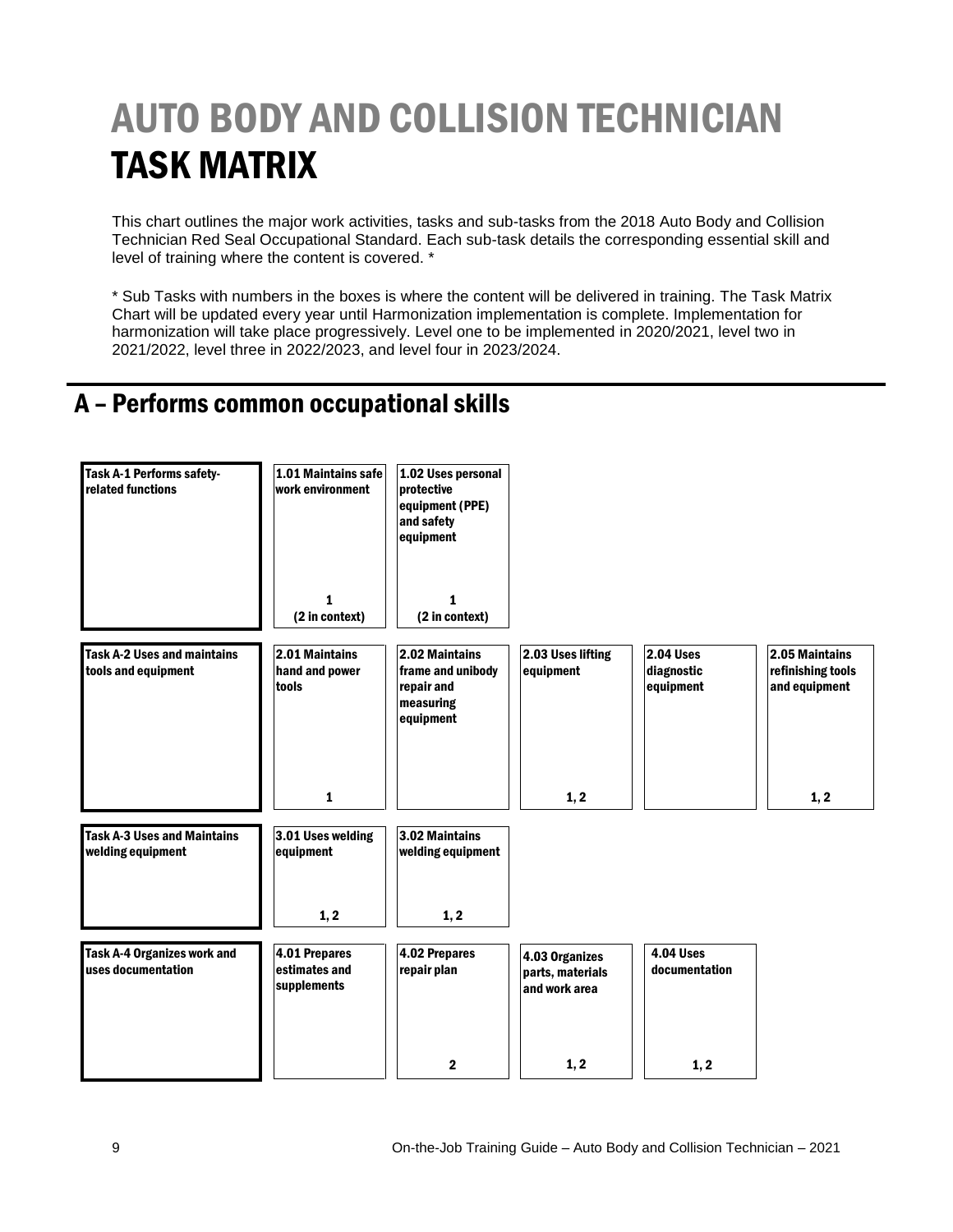# AUTO BODY AND COLLISION TECHNICIAN TASK MATRIX

This chart outlines the major work activities, tasks and sub-tasks from the 2018 Auto Body and Collision Technician Red Seal Occupational Standard. Each sub-task details the corresponding essential skill and level of training where the content is covered. *

* Sub Tasks with numbers in the boxes is where the content will be delivered in training. The Task Matrix Chart will be updated every year until Harmonization implementation is complete. Implementation for harmonization will take place progressively. Level one to be implemented in 2020/2021, level two in 2021/2022, level three in 2022/2023, and level four in 2023/2024.

## A – Performs common occupational skills

| Task | Sub-task | Sub-task | Sub-task | Sub-task | Sub-task |
|---|---|---|---|---|---|
| **Task A-1 Performs safety-related functions** | **1.01 Maintains safe work environment**<br>1<br>(2 in context) | **1.02 Uses personal protective equipment (PPE) and safety equipment**<br>1<br>(2 in context) | | | |
| **Task A-2 Uses and maintains tools and equipment** | **2.01 Maintains hand and power tools**<br>1 | **2.02 Maintains frame and unibody repair and measuring equipment** | **2.03 Uses lifting equipment**<br>1, 2 | **2.04 Uses diagnostic equipment** | **2.05 Maintains refinishing tools and equipment**<br>1, 2 |
| **Task A-3 Uses and Maintains welding equipment** | **3.01 Uses welding equipment**<br>1, 2 | **3.02 Maintains welding equipment**<br>1, 2 | | | |
| **Task A-4 Organizes work and uses documentation** | **4.01 Prepares estimates and supplements** | **4.02 Prepares repair plan**<br>2 | **4.03 Organizes parts, materials and work area**<br>1, 2 | **4.04 Uses documentation**<br>1, 2 | |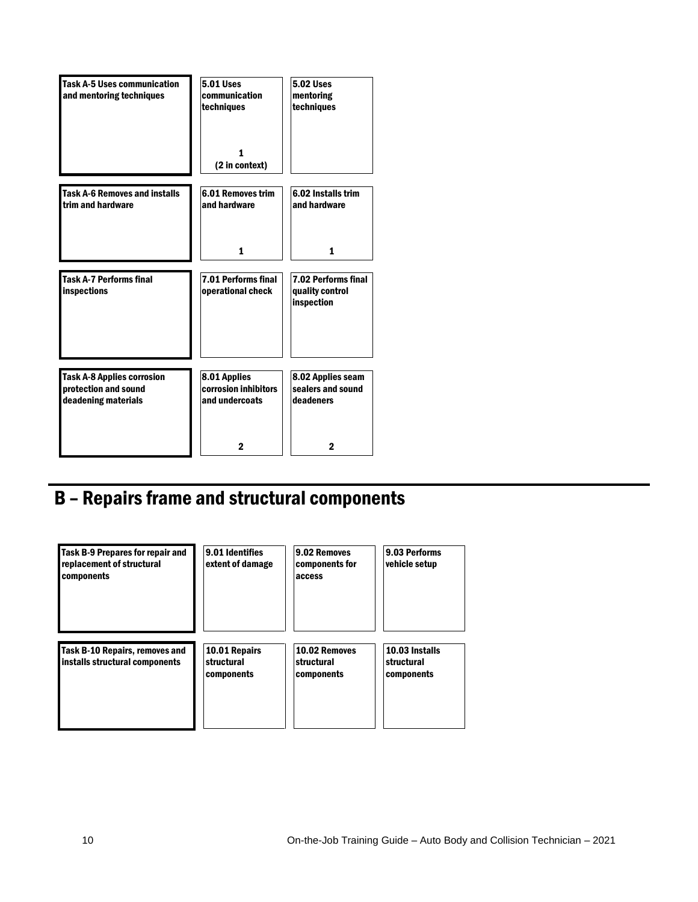| Task | Sub-task 1 | Sub-task 2 |
| --- | --- | --- |
| **Task A-5 Uses communication and mentoring techniques** | **5.01 Uses communication techniques** 1 (2 in context) | **5.02 Uses mentoring techniques** |
| **Task A-6 Removes and installs trim and hardware** | **6.01 Removes trim and hardware** 1 | **6.02 Installs trim and hardware** 1 |
| **Task A-7 Performs final inspections** | **7.01 Performs final operational check** | **7.02 Performs final quality control inspection** |
| **Task A-8 Applies corrosion protection and sound deadening materials** | **8.01 Applies corrosion inhibitors and undercoats** 2 | **8.02 Applies seam sealers and sound deadeners** 2 |

# B – Repairs frame and structural components

| Task | Sub-task 1 | Sub-task 2 | Sub-task 3 |
| --- | --- | --- | --- |
| **Task B-9 Prepares for repair and replacement of structural components** | **9.01 Identifies extent of damage** | **9.02 Removes components for access** | **9.03 Performs vehicle setup** |
| **Task B-10 Repairs, removes and installs structural components** | **10.01 Repairs structural components** | **10.02 Removes structural components** | **10.03 Installs structural components** |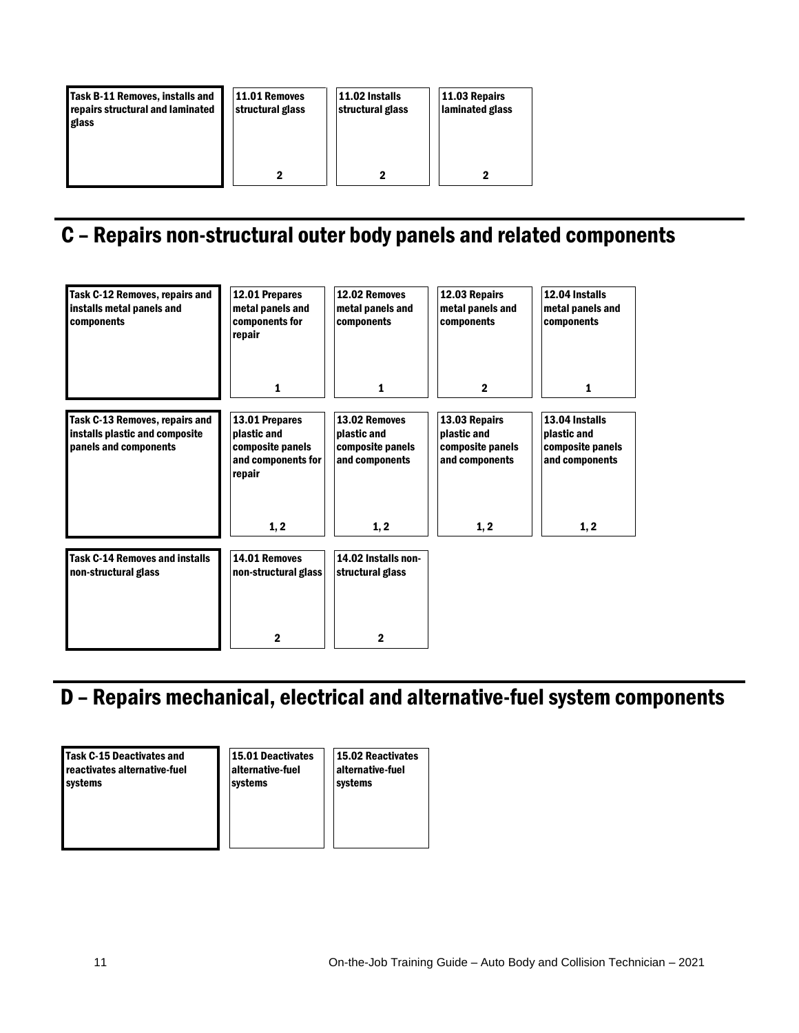| Task B-11 Removes, installs and repairs structural and laminated glass | 11.01 Removes structural glass | 11.02 Installs structural glass | 11.03 Repairs laminated glass |
|---|---|---|---|
| | 2 | 2 | 2 |

## C – Repairs non-structural outer body panels and related components

| Task C-12 Removes, repairs and installs metal panels and components | 12.01 Prepares metal panels and components for repair | 12.02 Removes metal panels and components | 12.03 Repairs metal panels and components | 12.04 Installs metal panels and components |
|---|---|---|---|---|
| | 1 | 1 | 2 | 1 |

| Task C-13 Removes, repairs and installs plastic and composite panels and components | 13.01 Prepares plastic and composite panels and components for repair | 13.02 Removes plastic and composite panels and components | 13.03 Repairs plastic and composite panels and components | 13.04 Installs plastic and composite panels and components |
|---|---|---|---|---|
| | 1, 2 | 1, 2 | 1, 2 | 1, 2 |

| Task C-14 Removes and installs non-structural glass | 14.01 Removes non-structural glass | 14.02 Installs non-structural glass |
|---|---|---|
| | 2 | 2 |

## D – Repairs mechanical, electrical and alternative-fuel system components

| Task C-15 Deactivates and reactivates alternative-fuel systems | 15.01 Deactivates alternative-fuel systems | 15.02 Reactivates alternative-fuel systems |
|---|---|---|
| | | |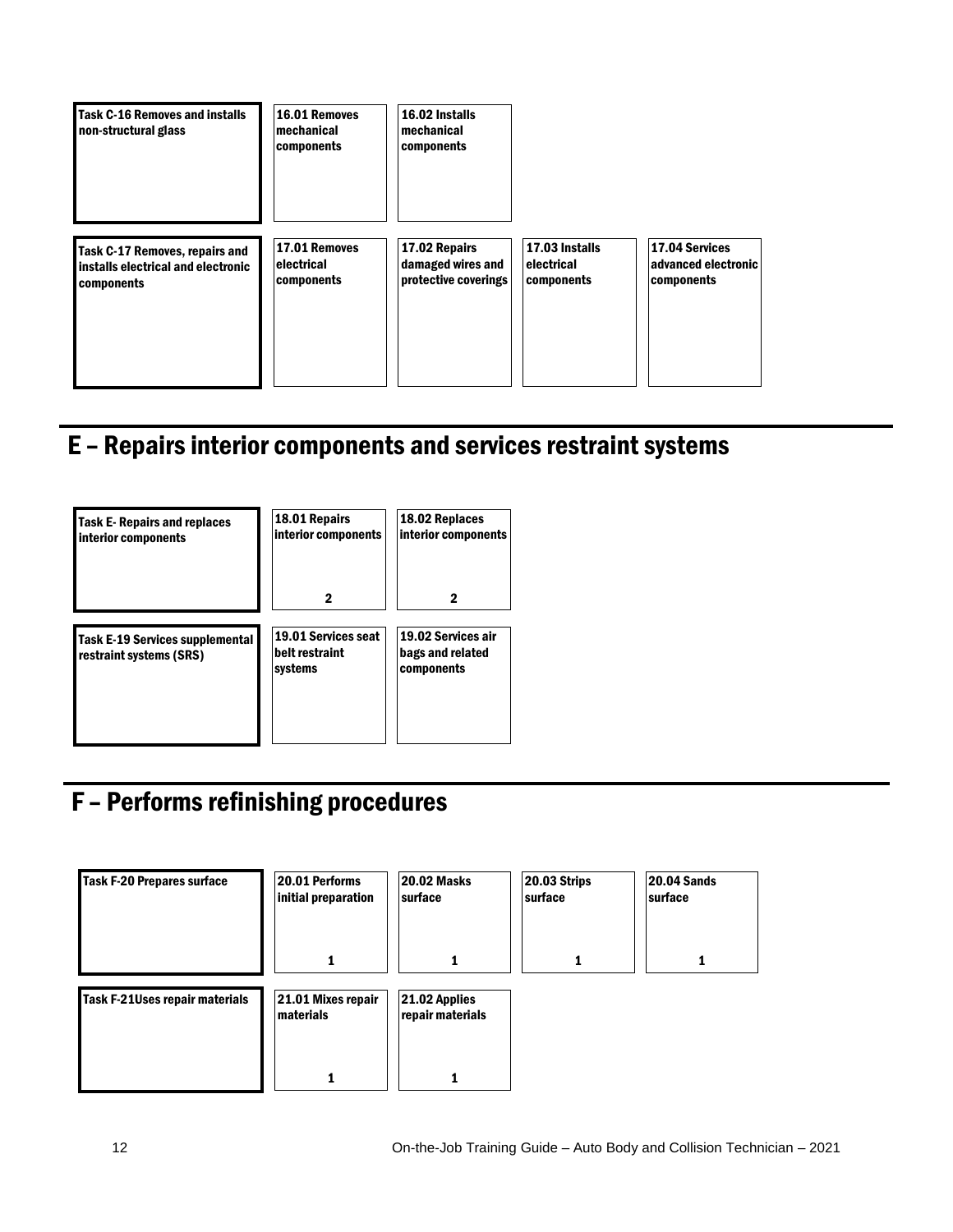| Task C-16 Removes and installs non-structural glass | 16.01 Removes mechanical components | 16.02 Installs mechanical components | | |
|---|---|---|---|---|
| Task C-17 Removes, repairs and installs electrical and electronic components | 17.01 Removes electrical components | 17.02 Repairs damaged wires and protective coverings | 17.03 Installs electrical components | 17.04 Services advanced electronic components |

## E – Repairs interior components and services restraint systems

| Task E- Repairs and replaces interior components | 18.01 Repairs interior components 2 | 18.02 Replaces interior components 2 |
|---|---|---|
| Task E-19 Services supplemental restraint systems (SRS) | 19.01 Services seat belt restraint systems | 19.02 Services air bags and related components |

## F – Performs refinishing procedures

| Task F-20 Prepares surface | 20.01 Performs initial preparation 1 | 20.02 Masks surface 1 | 20.03 Strips surface 1 | 20.04 Sands surface 1 |
|---|---|---|---|---|
| Task F-21Uses repair materials | 21.01 Mixes repair materials 1 | 21.02 Applies repair materials 1 | | |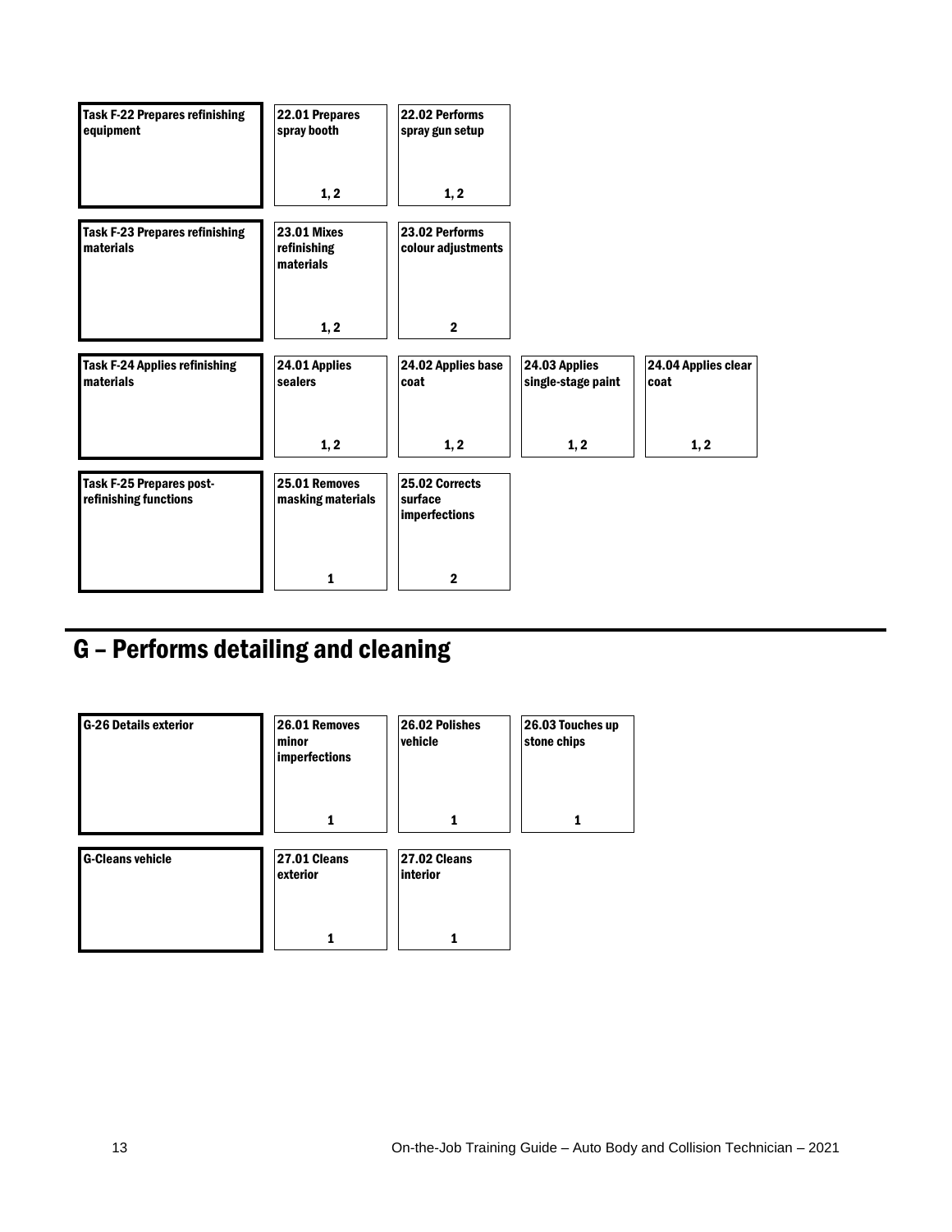| Task | Sub-task | Sub-task | Sub-task | Sub-task |
|---|---|---|---|---|
| **Task F-22 Prepares refinishing equipment** | **22.01 Prepares spray booth**<br>**1, 2** | **22.02 Performs spray gun setup**<br>**1, 2** | | |
| **Task F-23 Prepares refinishing materials** | **23.01 Mixes refinishing materials**<br>**1, 2** | **23.02 Performs colour adjustments**<br>**2** | | |
| **Task F-24 Applies refinishing materials** | **24.01 Applies sealers**<br>**1, 2** | **24.02 Applies base coat**<br>**1, 2** | **24.03 Applies single-stage paint**<br>**1, 2** | **24.04 Applies clear coat**<br>**1, 2** |
| **Task F-25 Prepares post-refinishing functions** | **25.01 Removes masking materials**<br>**1** | **25.02 Corrects surface imperfections**<br>**2** | | |

# G – Performs detailing and cleaning

| Task | Sub-task | Sub-task | Sub-task |
|---|---|---|---|
| **G-26 Details exterior** | **26.01 Removes minor imperfections**<br>**1** | **26.02 Polishes vehicle**<br>**1** | **26.03 Touches up stone chips**<br>**1** |
| **G-Cleans vehicle** | **27.01 Cleans exterior**<br>**1** | **27.02 Cleans interior**<br>**1** | |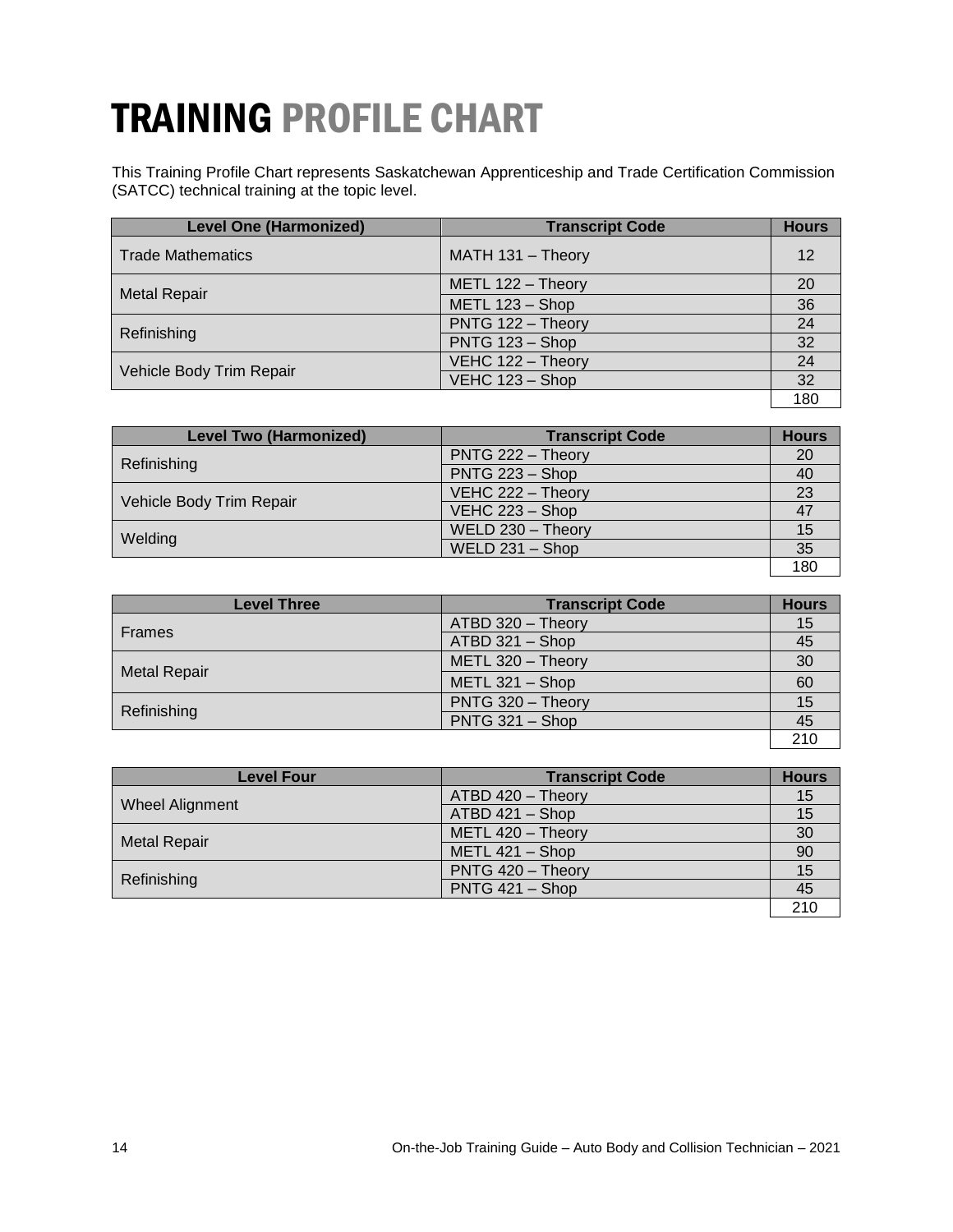# TRAINING PROFILE CHART

This Training Profile Chart represents Saskatchewan Apprenticeship and Trade Certification Commission (SATCC) technical training at the topic level.

| Level One (Harmonized) | Transcript Code | Hours |
|---|---|---|
| Trade Mathematics | MATH 131 – Theory | 12 |
| Metal Repair | METL 122 – Theory | 20 |
| | METL 123 – Shop | 36 |
| Refinishing | PNTG 122 – Theory | 24 |
| | PNTG 123 – Shop | 32 |
| Vehicle Body Trim Repair | VEHC 122 – Theory | 24 |
| | VEHC 123 – Shop | 32 |
| | | 180 |

| Level Two (Harmonized) | Transcript Code | Hours |
|---|---|---|
| Refinishing | PNTG 222 – Theory | 20 |
| | PNTG 223 – Shop | 40 |
| Vehicle Body Trim Repair | VEHC 222 – Theory | 23 |
| | VEHC 223 – Shop | 47 |
| Welding | WELD 230 – Theory | 15 |
| | WELD 231 – Shop | 35 |
| | | 180 |

| Level Three | Transcript Code | Hours |
|---|---|---|
| Frames | ATBD 320 – Theory | 15 |
| | ATBD 321 – Shop | 45 |
| Metal Repair | METL 320 – Theory | 30 |
| | METL 321 – Shop | 60 |
| Refinishing | PNTG 320 – Theory | 15 |
| | PNTG 321 – Shop | 45 |
| | | 210 |

| Level Four | Transcript Code | Hours |
|---|---|---|
| Wheel Alignment | ATBD 420 – Theory | 15 |
| | ATBD 421 – Shop | 15 |
| Metal Repair | METL 420 – Theory | 30 |
| | METL 421 – Shop | 90 |
| Refinishing | PNTG 420 – Theory | 15 |
| | PNTG 421 – Shop | 45 |
| | | 210 |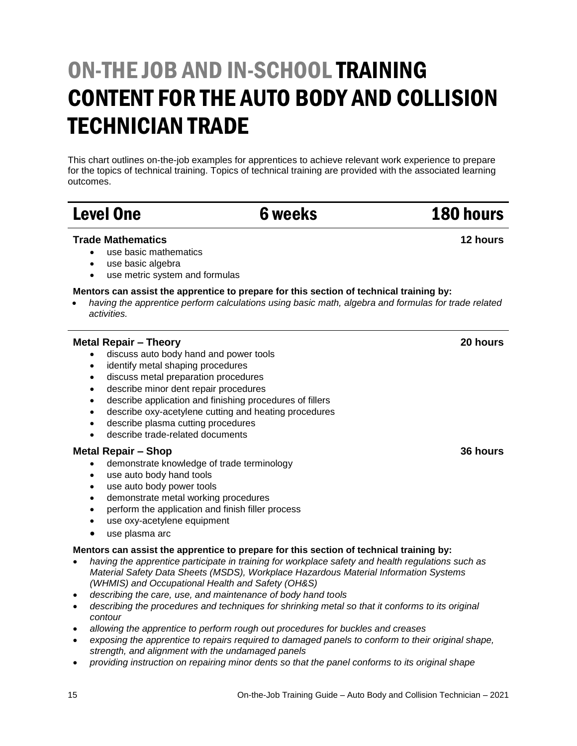# ON-THE JOB AND IN-SCHOOL TRAINING CONTENT FOR THE AUTO BODY AND COLLISION TECHNICIAN TRADE

This chart outlines on-the-job examples for apprentices to achieve relevant work experience to prepare for the topics of technical training. Topics of technical training are provided with the associated learning outcomes.

## Level One — 6 weeks — 180 hours

**Trade Mathematics** — **12 hours**

- use basic mathematics
- use basic algebra
- use metric system and formulas

**Mentors can assist the apprentice to prepare for this section of technical training by:**

- *having the apprentice perform calculations using basic math, algebra and formulas for trade related activities.*

---

**Metal Repair – Theory** — **20 hours**

- discuss auto body hand and power tools
- identify metal shaping procedures
- discuss metal preparation procedures
- describe minor dent repair procedures
- describe application and finishing procedures of fillers
- describe oxy-acetylene cutting and heating procedures
- describe plasma cutting procedures
- describe trade-related documents

**Metal Repair – Shop** — **36 hours**

- demonstrate knowledge of trade terminology
- use auto body hand tools
- use auto body power tools
- demonstrate metal working procedures
- perform the application and finish filler process
- use oxy-acetylene equipment
- use plasma arc

**Mentors can assist the apprentice to prepare for this section of technical training by:**

- *having the apprentice participate in training for workplace safety and health regulations such as Material Safety Data Sheets (MSDS), Workplace Hazardous Material Information Systems (WHMIS) and Occupational Health and Safety (OH&S)*
- *describing the care, use, and maintenance of body hand tools*
- *describing the procedures and techniques for shrinking metal so that it conforms to its original contour*
- *allowing the apprentice to perform rough out procedures for buckles and creases*
- *exposing the apprentice to repairs required to damaged panels to conform to their original shape, strength, and alignment with the undamaged panels*
- *providing instruction on repairing minor dents so that the panel conforms to its original shape*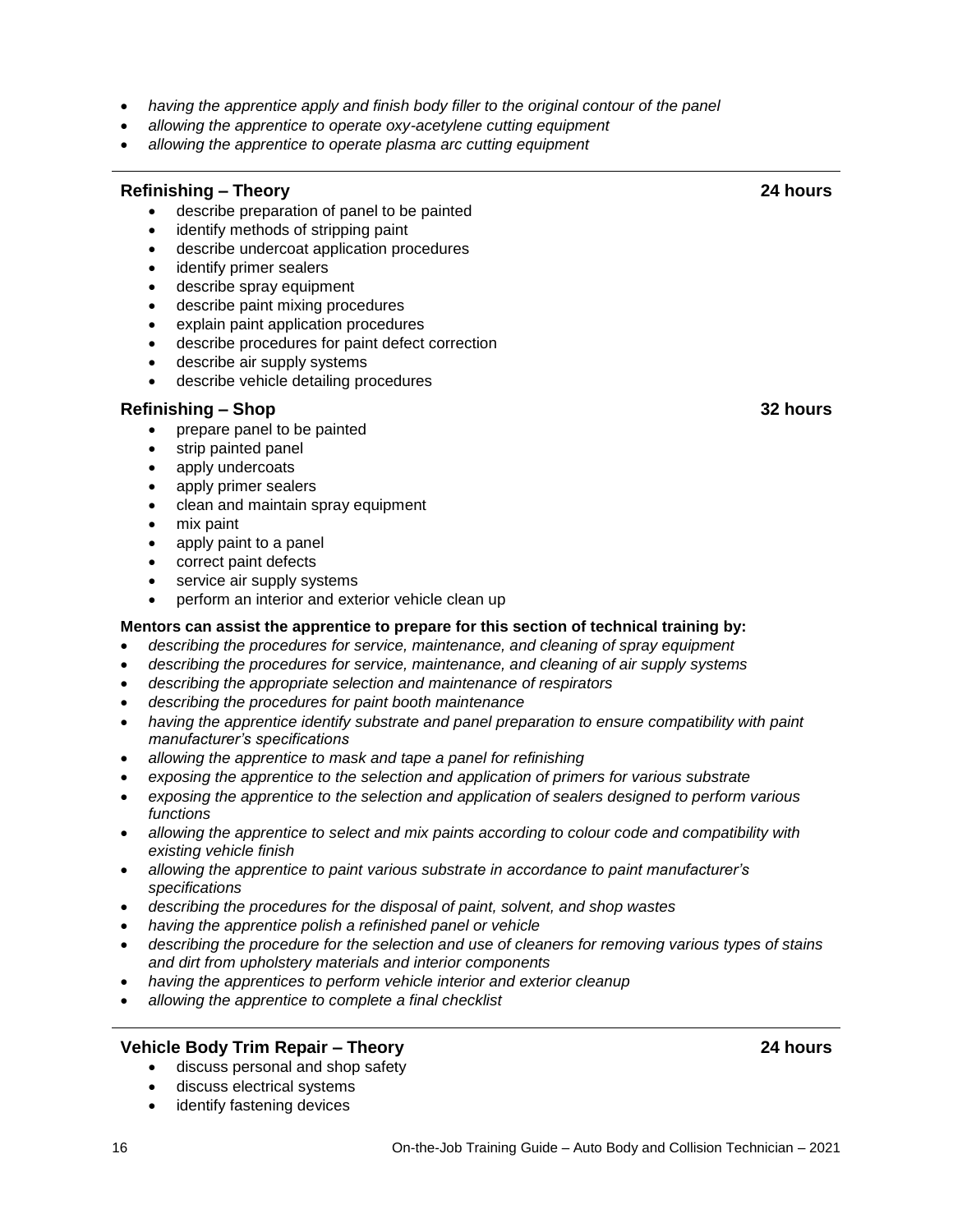- *having the apprentice apply and finish body filler to the original contour of the panel*
- *allowing the apprentice to operate oxy-acetylene cutting equipment*
- *allowing the apprentice to operate plasma arc cutting equipment*

---

### Refinishing – Theory — 24 hours

- describe preparation of panel to be painted
- identify methods of stripping paint
- describe undercoat application procedures
- identify primer sealers
- describe spray equipment
- describe paint mixing procedures
- explain paint application procedures
- describe procedures for paint defect correction
- describe air supply systems
- describe vehicle detailing procedures

### Refinishing – Shop — 32 hours

- prepare panel to be painted
- strip painted panel
- apply undercoats
- apply primer sealers
- clean and maintain spray equipment
- mix paint
- apply paint to a panel
- correct paint defects
- service air supply systems
- perform an interior and exterior vehicle clean up

**Mentors can assist the apprentice to prepare for this section of technical training by:**

- *describing the procedures for service, maintenance, and cleaning of spray equipment*
- *describing the procedures for service, maintenance, and cleaning of air supply systems*
- *describing the appropriate selection and maintenance of respirators*
- *describing the procedures for paint booth maintenance*
- *having the apprentice identify substrate and panel preparation to ensure compatibility with paint manufacturer's specifications*
- *allowing the apprentice to mask and tape a panel for refinishing*
- *exposing the apprentice to the selection and application of primers for various substrate*
- *exposing the apprentice to the selection and application of sealers designed to perform various functions*
- *allowing the apprentice to select and mix paints according to colour code and compatibility with existing vehicle finish*
- *allowing the apprentice to paint various substrate in accordance to paint manufacturer's specifications*
- *describing the procedures for the disposal of paint, solvent, and shop wastes*
- *having the apprentice polish a refinished panel or vehicle*
- *describing the procedure for the selection and use of cleaners for removing various types of stains and dirt from upholstery materials and interior components*
- *having the apprentices to perform vehicle interior and exterior cleanup*
- *allowing the apprentice to complete a final checklist*

---

### Vehicle Body Trim Repair – Theory — 24 hours

- discuss personal and shop safety
- discuss electrical systems
- identify fastening devices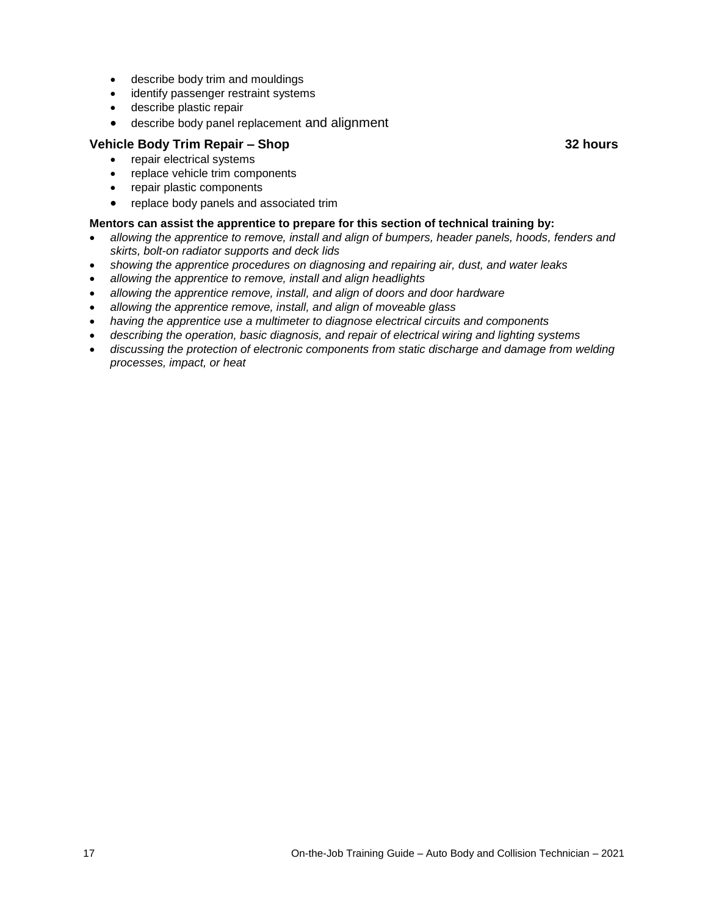- describe body trim and mouldings
- identify passenger restraint systems
- describe plastic repair
- describe body panel replacement and alignment

**Vehicle Body Trim Repair – Shop** **32 hours**

- repair electrical systems
- replace vehicle trim components
- repair plastic components
- replace body panels and associated trim

**Mentors can assist the apprentice to prepare for this section of technical training by:**

- *allowing the apprentice to remove, install and align of bumpers, header panels, hoods, fenders and skirts, bolt-on radiator supports and deck lids*
- *showing the apprentice procedures on diagnosing and repairing air, dust, and water leaks*
- *allowing the apprentice to remove, install and align headlights*
- *allowing the apprentice remove, install, and align of doors and door hardware*
- *allowing the apprentice remove, install, and align of moveable glass*
- *having the apprentice use a multimeter to diagnose electrical circuits and components*
- *describing the operation, basic diagnosis, and repair of electrical wiring and lighting systems*
- *discussing the protection of electronic components from static discharge and damage from welding processes, impact, or heat*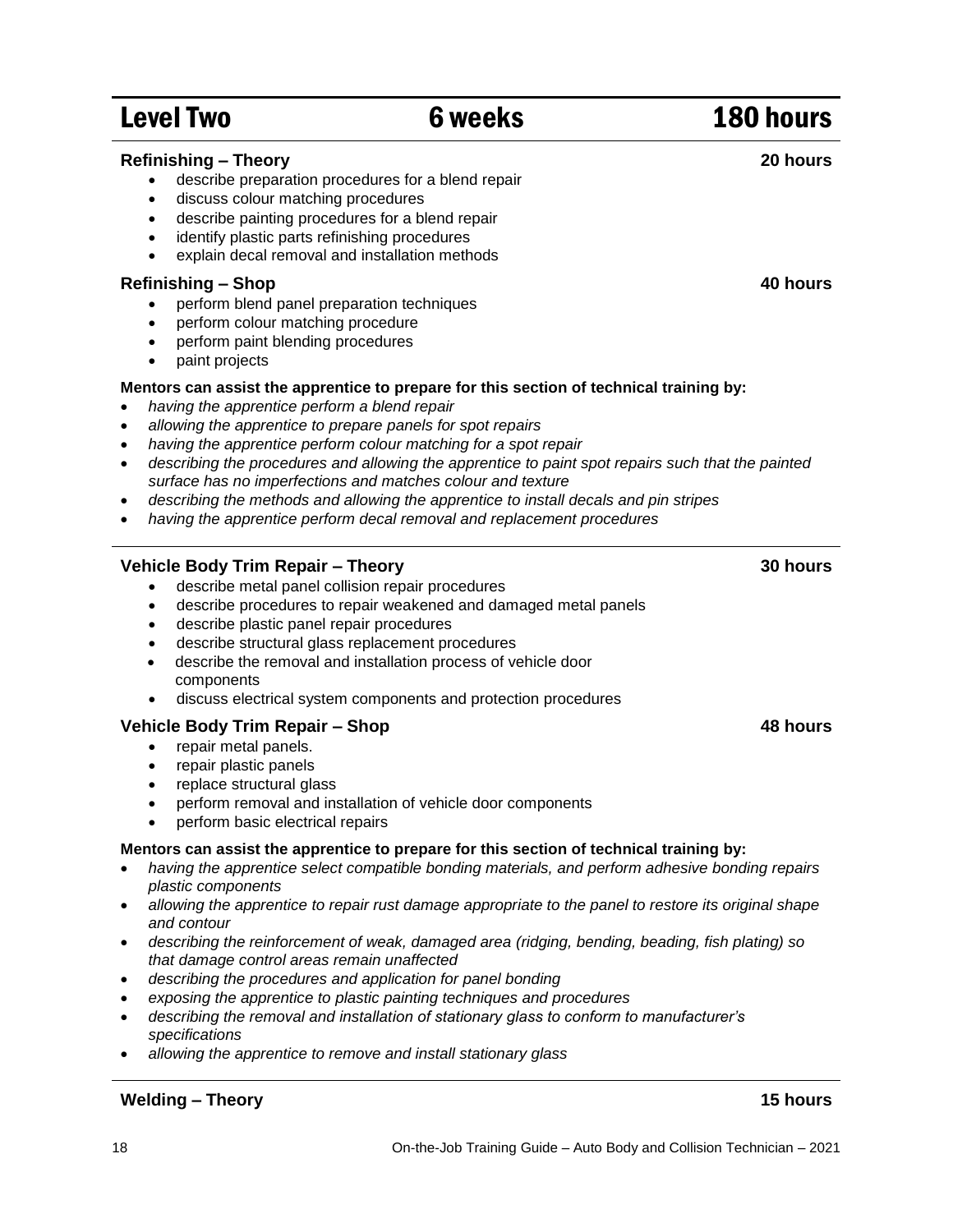# Level Two — 6 weeks — 180 hours

### Refinishing – Theory — 20 hours

- describe preparation procedures for a blend repair
- discuss colour matching procedures
- describe painting procedures for a blend repair
- identify plastic parts refinishing procedures
- explain decal removal and installation methods

### Refinishing – Shop — 40 hours

- perform blend panel preparation techniques
- perform colour matching procedure
- perform paint blending procedures
- paint projects

**Mentors can assist the apprentice to prepare for this section of technical training by:**

- *having the apprentice perform a blend repair*
- *allowing the apprentice to prepare panels for spot repairs*
- *having the apprentice perform colour matching for a spot repair*
- *describing the procedures and allowing the apprentice to paint spot repairs such that the painted surface has no imperfections and matches colour and texture*
- *describing the methods and allowing the apprentice to install decals and pin stripes*
- *having the apprentice perform decal removal and replacement procedures*

---

### Vehicle Body Trim Repair – Theory — 30 hours

- describe metal panel collision repair procedures
- describe procedures to repair weakened and damaged metal panels
- describe plastic panel repair procedures
- describe structural glass replacement procedures
- describe the removal and installation process of vehicle door components
- discuss electrical system components and protection procedures

### Vehicle Body Trim Repair – Shop — 48 hours

- repair metal panels.
- repair plastic panels
- replace structural glass
- perform removal and installation of vehicle door components
- perform basic electrical repairs

**Mentors can assist the apprentice to prepare for this section of technical training by:**

- *having the apprentice select compatible bonding materials, and perform adhesive bonding repairs plastic components*
- *allowing the apprentice to repair rust damage appropriate to the panel to restore its original shape and contour*
- *describing the reinforcement of weak, damaged area (ridging, bending, beading, fish plating) so that damage control areas remain unaffected*
- *describing the procedures and application for panel bonding*
- *exposing the apprentice to plastic painting techniques and procedures*
- *describing the removal and installation of stationary glass to conform to manufacturer's specifications*
- *allowing the apprentice to remove and install stationary glass*

---

### Welding – Theory — 15 hours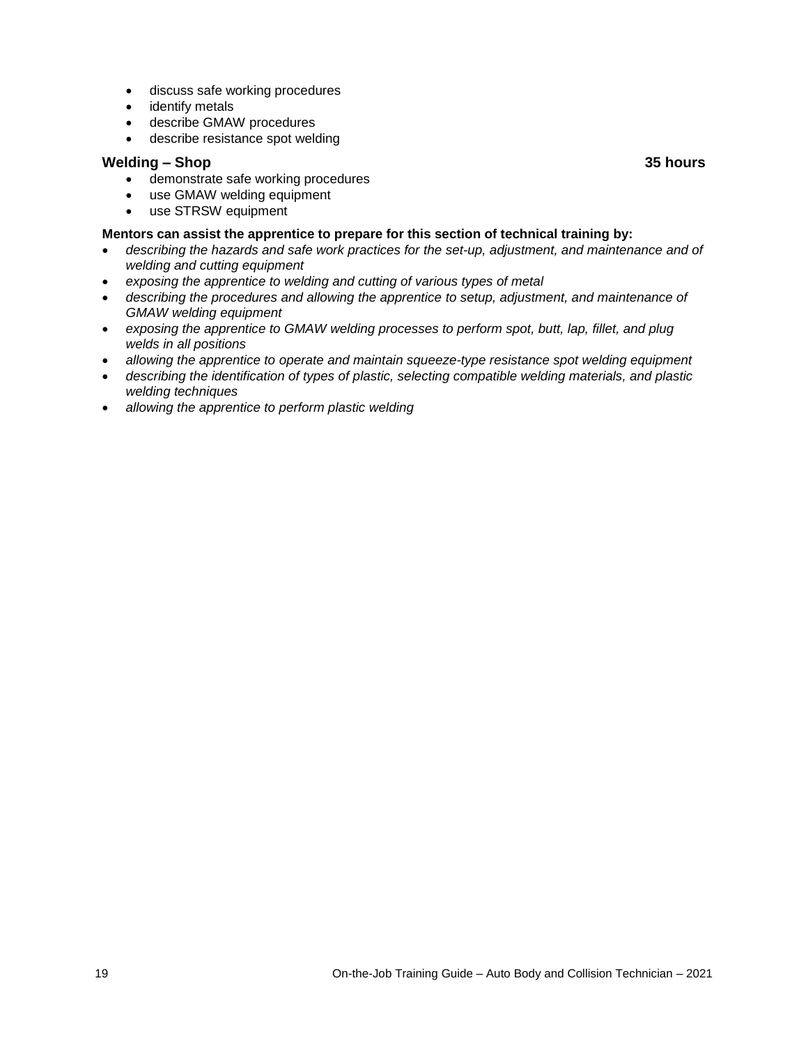- discuss safe working procedures
- identify metals
- describe GMAW procedures
- describe resistance spot welding

**Welding – Shop** **35 hours**

- demonstrate safe working procedures
- use GMAW welding equipment
- use STRSW equipment

**Mentors can assist the apprentice to prepare for this section of technical training by:**

- *describing the hazards and safe work practices for the set-up, adjustment, and maintenance and of welding and cutting equipment*
- *exposing the apprentice to welding and cutting of various types of metal*
- *describing the procedures and allowing the apprentice to setup, adjustment, and maintenance of GMAW welding equipment*
- *exposing the apprentice to GMAW welding processes to perform spot, butt, lap, fillet, and plug welds in all positions*
- *allowing the apprentice to operate and maintain squeeze-type resistance spot welding equipment*
- *describing the identification of types of plastic, selecting compatible welding materials, and plastic welding techniques*
- *allowing the apprentice to perform plastic welding*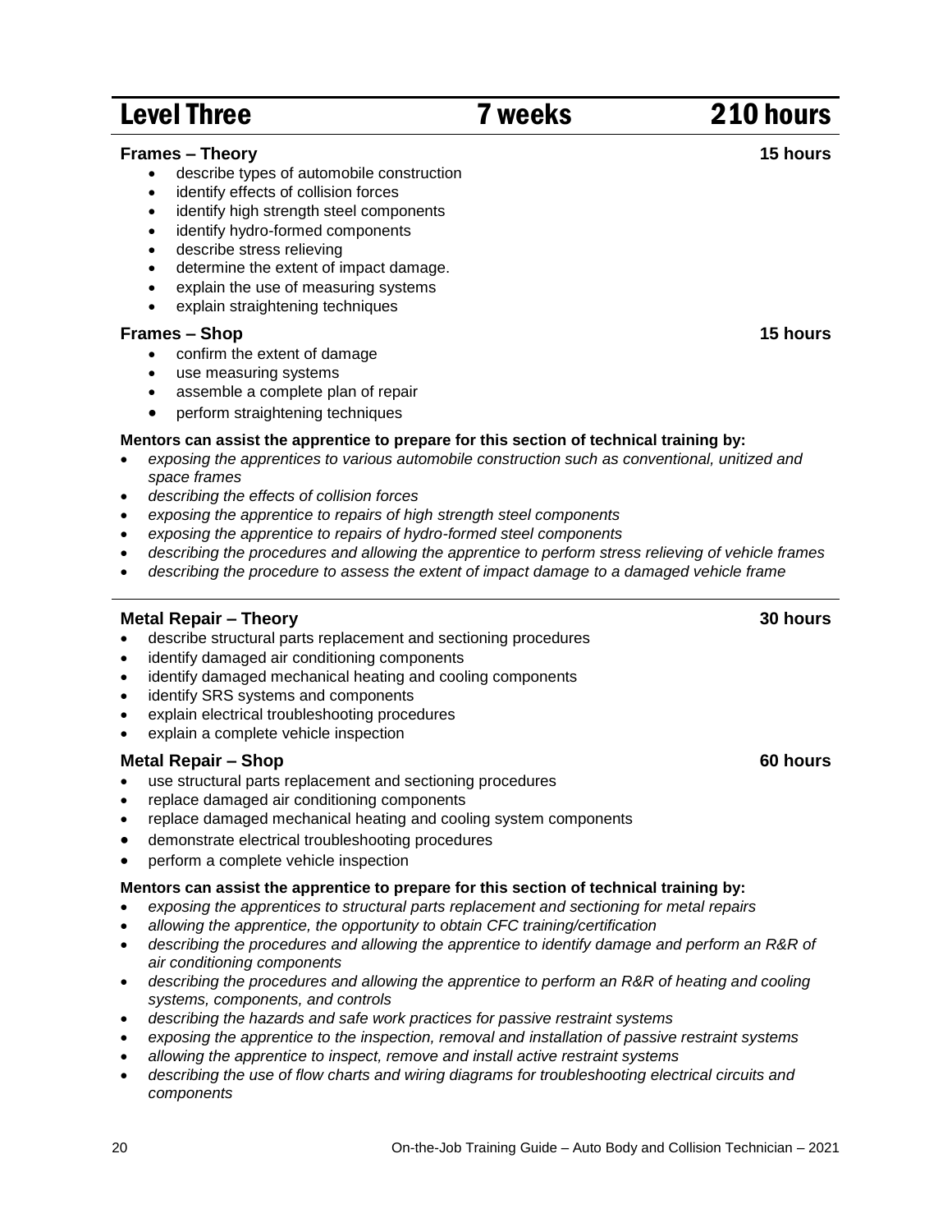## Level Three 7 weeks 210 hours

### Frames – Theory 15 hours

- describe types of automobile construction
- identify effects of collision forces
- identify high strength steel components
- identify hydro-formed components
- describe stress relieving
- determine the extent of impact damage.
- explain the use of measuring systems
- explain straightening techniques

### Frames – Shop 15 hours

- confirm the extent of damage
- use measuring systems
- assemble a complete plan of repair
- perform straightening techniques

**Mentors can assist the apprentice to prepare for this section of technical training by:**

- *exposing the apprentices to various automobile construction such as conventional, unitized and space frames*
- *describing the effects of collision forces*
- *exposing the apprentice to repairs of high strength steel components*
- *exposing the apprentice to repairs of hydro-formed steel components*
- *describing the procedures and allowing the apprentice to perform stress relieving of vehicle frames*
- *describing the procedure to assess the extent of impact damage to a damaged vehicle frame*

### Metal Repair – Theory 30 hours

- describe structural parts replacement and sectioning procedures
- identify damaged air conditioning components
- identify damaged mechanical heating and cooling components
- identify SRS systems and components
- explain electrical troubleshooting procedures
- explain a complete vehicle inspection

### Metal Repair – Shop 60 hours

- use structural parts replacement and sectioning procedures
- replace damaged air conditioning components
- replace damaged mechanical heating and cooling system components
- demonstrate electrical troubleshooting procedures
- perform a complete vehicle inspection

**Mentors can assist the apprentice to prepare for this section of technical training by:**

- *exposing the apprentices to structural parts replacement and sectioning for metal repairs*
- *allowing the apprentice, the opportunity to obtain CFC training/certification*
- *describing the procedures and allowing the apprentice to identify damage and perform an R&R of air conditioning components*
- *describing the procedures and allowing the apprentice to perform an R&R of heating and cooling systems, components, and controls*
- *describing the hazards and safe work practices for passive restraint systems*
- *exposing the apprentice to the inspection, removal and installation of passive restraint systems*
- *allowing the apprentice to inspect, remove and install active restraint systems*
- *describing the use of flow charts and wiring diagrams for troubleshooting electrical circuits and components*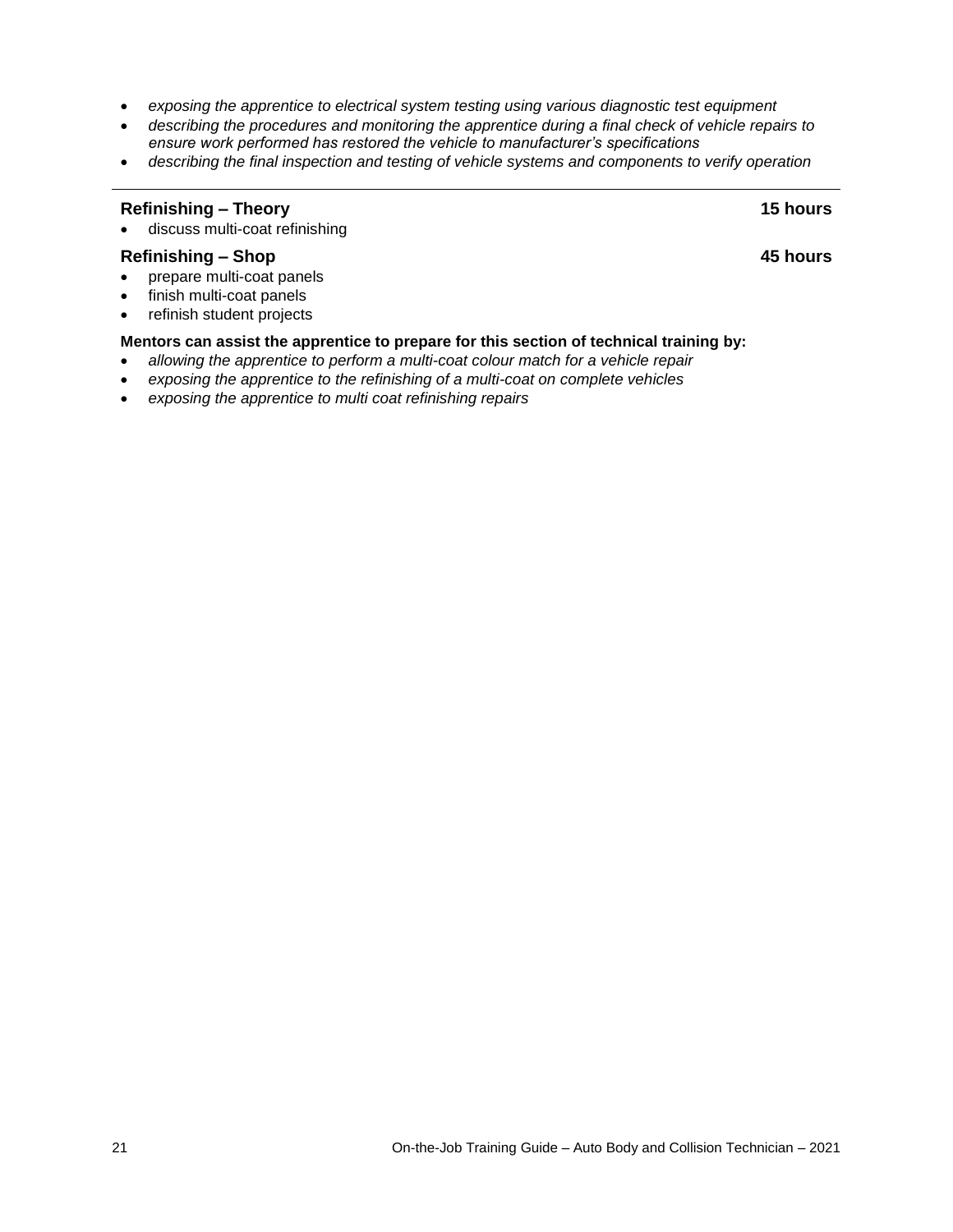- *exposing the apprentice to electrical system testing using various diagnostic test equipment*
- *describing the procedures and monitoring the apprentice during a final check of vehicle repairs to ensure work performed has restored the vehicle to manufacturer's specifications*
- *describing the final inspection and testing of vehicle systems and components to verify operation*

---

**Refinishing – Theory** **15 hours**

- discuss multi-coat refinishing

**Refinishing – Shop** **45 hours**

- prepare multi-coat panels
- finish multi-coat panels
- refinish student projects

**Mentors can assist the apprentice to prepare for this section of technical training by:**

- *allowing the apprentice to perform a multi-coat colour match for a vehicle repair*
- *exposing the apprentice to the refinishing of a multi-coat on complete vehicles*
- *exposing the apprentice to multi coat refinishing repairs*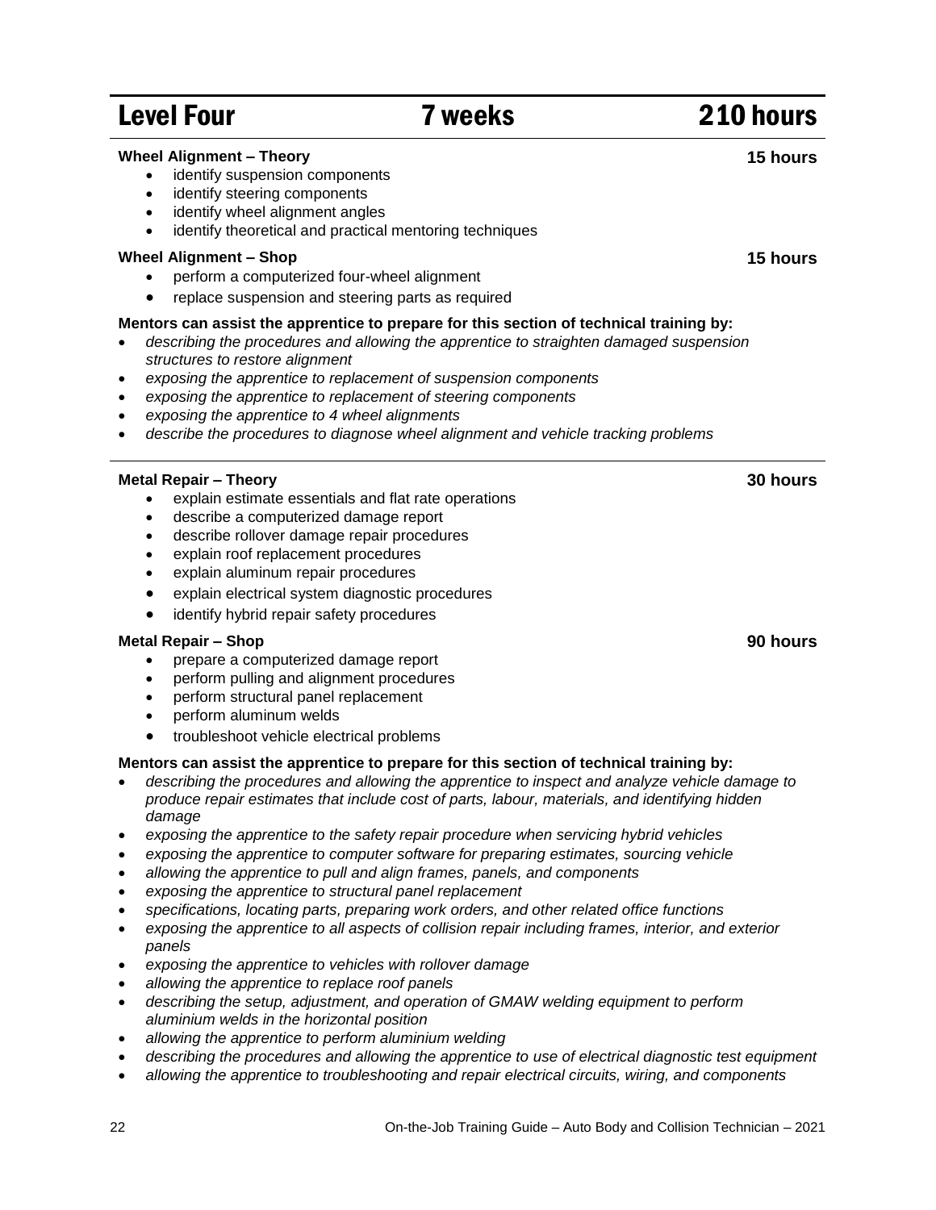## Level Four — 7 weeks — 210 hours

**Wheel Alignment – Theory** **15 hours**

- identify suspension components
- identify steering components
- identify wheel alignment angles
- identify theoretical and practical mentoring techniques

**Wheel Alignment – Shop** **15 hours**

- perform a computerized four-wheel alignment
- replace suspension and steering parts as required

**Mentors can assist the apprentice to prepare for this section of technical training by:**

- *describing the procedures and allowing the apprentice to straighten damaged suspension structures to restore alignment*
- *exposing the apprentice to replacement of suspension components*
- *exposing the apprentice to replacement of steering components*
- *exposing the apprentice to 4 wheel alignments*
- *describe the procedures to diagnose wheel alignment and vehicle tracking problems*

---

**Metal Repair – Theory** **30 hours**

- explain estimate essentials and flat rate operations
- describe a computerized damage report
- describe rollover damage repair procedures
- explain roof replacement procedures
- explain aluminum repair procedures
- explain electrical system diagnostic procedures
- identify hybrid repair safety procedures

**Metal Repair – Shop** **90 hours**

- prepare a computerized damage report
- perform pulling and alignment procedures
- perform structural panel replacement
- perform aluminum welds
- troubleshoot vehicle electrical problems

**Mentors can assist the apprentice to prepare for this section of technical training by:**

- *describing the procedures and allowing the apprentice to inspect and analyze vehicle damage to produce repair estimates that include cost of parts, labour, materials, and identifying hidden damage*
- *exposing the apprentice to the safety repair procedure when servicing hybrid vehicles*
- *exposing the apprentice to computer software for preparing estimates, sourcing vehicle*
- *allowing the apprentice to pull and align frames, panels, and components*
- *exposing the apprentice to structural panel replacement*
- *specifications, locating parts, preparing work orders, and other related office functions*
- *exposing the apprentice to all aspects of collision repair including frames, interior, and exterior panels*
- *exposing the apprentice to vehicles with rollover damage*
- *allowing the apprentice to replace roof panels*
- *describing the setup, adjustment, and operation of GMAW welding equipment to perform aluminium welds in the horizontal position*
- *allowing the apprentice to perform aluminium welding*
- *describing the procedures and allowing the apprentice to use of electrical diagnostic test equipment*
- *allowing the apprentice to troubleshooting and repair electrical circuits, wiring, and components*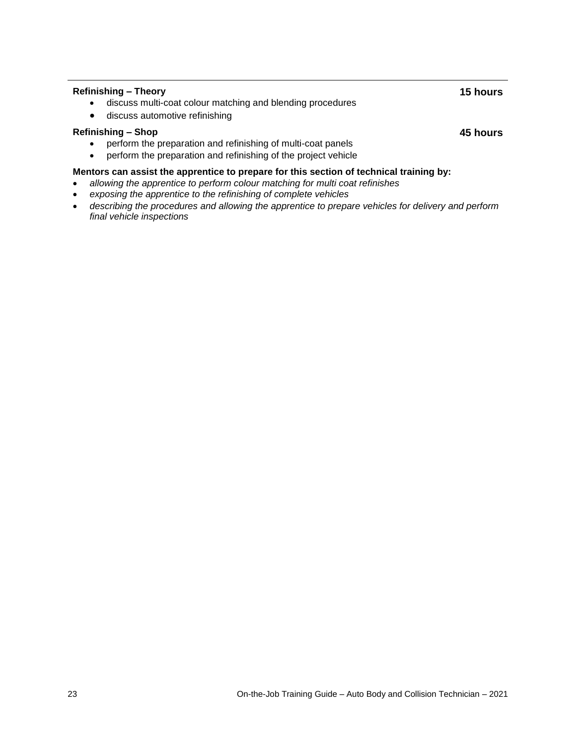**Refinishing – Theory** **15 hours**

- discuss multi-coat colour matching and blending procedures
- discuss automotive refinishing

**Refinishing – Shop** **45 hours**

- perform the preparation and refinishing of multi-coat panels
- perform the preparation and refinishing of the project vehicle

**Mentors can assist the apprentice to prepare for this section of technical training by:**

- *allowing the apprentice to perform colour matching for multi coat refinishes*
- *exposing the apprentice to the refinishing of complete vehicles*
- *describing the procedures and allowing the apprentice to prepare vehicles for delivery and perform final vehicle inspections*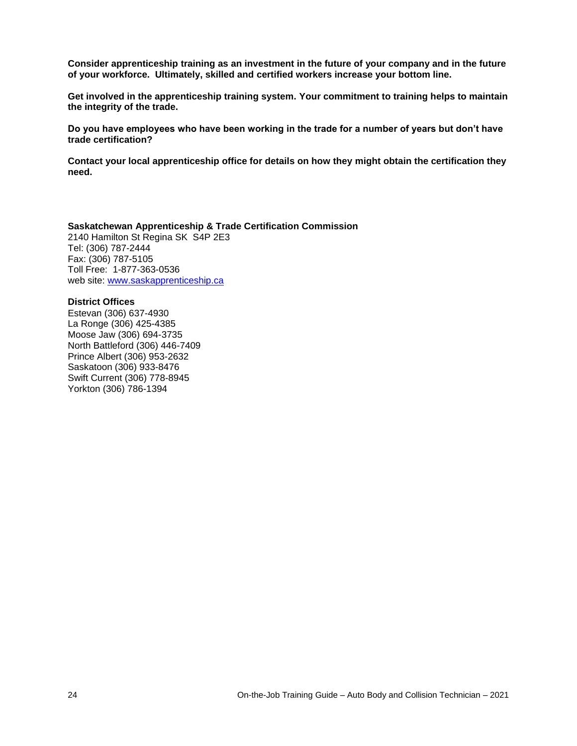**Consider apprenticeship training as an investment in the future of your company and in the future of your workforce. Ultimately, skilled and certified workers increase your bottom line.**

**Get involved in the apprenticeship training system. Your commitment to training helps to maintain the integrity of the trade.**

**Do you have employees who have been working in the trade for a number of years but don't have trade certification?**

**Contact your local apprenticeship office for details on how they might obtain the certification they need.**

**Saskatchewan Apprenticeship & Trade Certification Commission**
2140 Hamilton St Regina SK S4P 2E3
Tel: (306) 787-2444
Fax: (306) 787-5105
Toll Free: 1-877-363-0536
web site: www.saskapprenticeship.ca

**District Offices**
Estevan (306) 637-4930
La Ronge (306) 425-4385
Moose Jaw (306) 694-3735
North Battleford (306) 446-7409
Prince Albert (306) 953-2632
Saskatoon (306) 933-8476
Swift Current (306) 778-8945
Yorkton (306) 786-1394